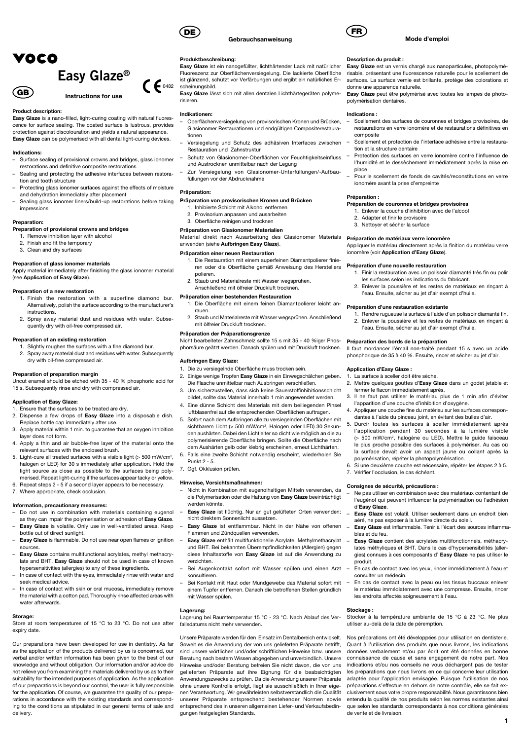# VOCO

# Easy Glaze®

CE 0482

## GB Instructions for use

### Product description:

**Easy Glaze** is a nano-filled, light-curing coating with natural fluorescence for surface sealing. The coated surface is lustrous, provides protection against discolouration and yields a natural appearance. **Easy Glaze** can be polymerised with all dental light-curing devices.

### Indications:

- Surface sealing of provisional crowns and bridges, glass ionomer restorations and definitive composite restorations
- Sealing and protecting the adhesive interfaces between restoration and tooth structure
- Protecting glass ionomer surfaces against the effects of moisture and dehydration immediately after placement
- Sealing glass ionomer liners/build-up restorations before taking impressions

### Preparation:

**Preparation of provisional crowns and bridges**

1. Remove inhibition layer with alcohol
2. Finish and fit the temporary
3. Clean and dry surfaces

**Preparation of glass ionomer materials**

Apply material immediately after finishing the glass ionomer material (see **Application of Easy Glaze**).

**Preparation of a new restoration**

1. Finish the restoration with a superfine diamond bur. Alternatively, polish the surface according to the manufacturer's instructions.
2. Spray away material dust and residues with water. Subsequently dry with oil-free compressed air.

**Preparation of an existing restoration**

1. Slightly roughen the surfaces with a fine diamond bur.
2. Spray away material dust and residues with water. Subsequently dry with oil-free compressed air.

**Preparation of preparation margin**

Uncut enamel should be etched with 35 - 40 % phosphoric acid for 15 s. Subsequently rinse and dry with compressed air.

### Application of Easy Glaze:

1. Ensure that the surfaces to be treated are dry.
2. Dispense a few drops of **Easy Glaze** into a disposable dish. Replace bottle cap immediately after use.
3. Apply material within 1 min. to guarantee that an oxygen inhibition layer does not form.
4. Apply a thin and air bubble-free layer of the material onto the relevant surfaces with the enclosed brush.
5. Light-cure all treated surfaces with a visible light (> 500 mW/cm², halogen or LED) for 30 s immediately after application. Hold the light source as close as possible to the surfaces being polymerised. Repeat light-curing if the surfaces appear tacky or yellow.
6. Repeat steps 2 - 5 if a second layer appears to be necessary.
7. Where appropriate, check occlusion.

### Information, precautionary measures:

- Do not use in combination with materials containing eugenol as they can impair the polymerisation or adhesion of **Easy Glaze**.
- **Easy Glaze** is volatile. Only use in well-ventilated areas. Keep bottle out of direct sunlight.
- **Easy Glaze** is flammable. Do not use near open flames or ignition sources.
- **Easy Glaze** contains multifunctional acrylates, methyl methacrylate and BHT. **Easy Glaze** should not be used in case of known hypersensitivities (allergies) to any of these ingredients.
- In case of contact with the eyes, immediately rinse with water and seek medical advice.
- In case of contact with skin or oral mucosa, immediately remove the material with a cotton pad. Thoroughly rinse affected areas with water afterwards.

### Storage:

Store at room temperatures of 15 °C to 23 °C. Do not use after expiry date.

Our preparations have been developed for use in dentistry. As far as the application of the products delivered by us is concerned, our verbal and/or written information has been given to the best of our knowledge and without obligation. Our information and/or advice do not relieve you from examining the materials delivered by us as to their suitability for the intended purposes of application. As the application of our preparations is beyond our control, the user is fully responsible for the application. Of course, we guarantee the quality of our preparations in accordance with the existing standards and corresponding to the conditions as stipulated in our general terms of sale and delivery.

## DE Gebrauchsanweisung

### Produktbeschreibung:

**Easy Glaze** ist ein nanogefüllter, lichthärtender Lack mit natürlicher Fluoreszenz zur Oberflächenversiegelung. Die lackierte Oberfläche ist glänzend, schützt vor Verfärbungen und ergibt ein natürliches Erscheinungsbild.

**Easy Glaze** lässt sich mit allen dentalen Lichthärtegeräten polymerisieren.

### Indikationen:

- Oberflächenversiegelung von provisorischen Kronen und Brücken, Glasionomer Restaurationen und endgültigen Compositerestaurationen
- Versiegelung und Schutz des adhäsiven Interfaces zwischen Restauration und Zahnstruktur
- Schutz von Glasionomer-Oberflächen vor Feuchtigkeitseinfluss und Austrocknen unmittelbar nach der Legung
- Zur Versiegelung von Glasionomer-Unterfüllungen/-Aufbaufüllungen vor der Abdrucknahme

### Präparation:

**Präparation von provisorischen Kronen und Brücken**

1. Inhibierte Schicht mit Alkohol entfernen
2. Provisorium anpassen und ausarbeiten
3. Oberfläche reinigen und trocknen

**Präparation von Glasionomer Materialien**

Material direkt nach Ausarbeitung des Glasionomer Materials anwenden (siehe **Aufbringen Easy Glaze**).

**Präparation einer neuen Restauration**

1. Die Restauration mit einem superfeinen Diamantpolierer finieren oder die Oberfläche gemäß Anweisung des Herstellers polieren.
2. Staub und Materialreste mit Wasser wegsprühen. Anschließend mit ölfreier Druckluft trocknen.

**Präparation einer bestehenden Restauration**

1. Die Oberfläche mit einem feinen Diamantpolierer leicht anrauen.
2. Staub und Materialreste mit Wasser wegsprühen. Anschließend mit ölfreier Druckluft trocknen.

**Präparation der Präparationsgrenze**

Nicht bearbeiteter Zahnschmelz sollte 15 s mit 35 - 40 %iger Phosphorsäure geätzt werden. Danach spülen und mit Druckluft trocknen.

### Aufbringen Easy Glaze:

1. Die zu versiegelnde Oberfläche muss trocken sein.
2. Einige wenige Tropfen **Easy Glaze** in ein Einwegschälchen geben. Die Flasche unmittelbar nach Ausbringen verschließen.
3. Um sicherzustellen, dass sich keine Sauerstoffinhibitionsschicht bildet, sollte das Material innerhalb 1 min angewendet werden.
4. Eine dünne Schicht des Materials mit dem beiliegenden Pinsel luftblasenfrei auf die entsprechenden Oberflächen auftragen.
5. Sofort nach dem Aufbringen alle zu versiegelnden Oberflächen mit sichtbarem Licht (> 500 mW/cm², Halogen oder LED) 30 Sekunden aushärten. Dabei den Lichtleiter so dicht wie möglich an die zu polymerisierende Oberfläche bringen. Sollte die Oberfläche nach dem Aushärten gelb oder klebrig erscheinen, erneut Lichthärten.
6. Falls eine zweite Schicht notwendig erscheint, wiederholen Sie Punkt 2 - 5.
7. Ggf. Okklusion prüfen.

### Hinweise, Vorsichtsmaßnahmen:

- Nicht in Kombination mit eugenolhaltigen Mitteln verwenden, da die Polymerisation oder die Haftung von **Easy Glaze** beeinträchtigt werden könnte.
- **Easy Glaze** ist flüchtig. Nur an gut gelüfteten Orten verwenden; nicht direktem Sonnenlicht aussetzen.
- **Easy Glaze** ist entflammbar. Nicht in der Nähe von offenen Flammen und Zündquellen verwenden.
- **Easy Glaze** enthält multifunktionelle Acrylate, Methylmethacrylat und BHT. Bei bekannten Überempfindlichkeiten (Allergien) gegen diese Inhaltsstoffe von **Easy Glaze** ist auf die Anwendung zu verzichten.
- Bei Augenkontakt sofort mit Wasser spülen und einen Arzt konsultieren.
- Bei Kontakt mit Haut oder Mundgewebe das Material sofort mit einem Tupfer entfernen. Danach die betroffenen Stellen gründlich mit Wasser spülen.

### Lagerung:

Lagerung bei Raumtemperatur 15 °C - 23 °C. Nach Ablauf des Verfallsdatums nicht mehr verwenden.

Unsere Präparate werden für den Einsatz im Dentalbereich entwickelt. Soweit es die Anwendung der von uns gelieferten Präparate betrifft, sind unsere wörtlichen und/oder schriftlichen Hinweise bzw. unsere Beratung nach bestem Wissen abgegeben und unverbindlich. Unsere Hinweise und/oder Beratung befreien Sie nicht davon, die von uns gelieferten Präparate auf ihre Eignung für die beabsichtigten Anwendungszwecke zu prüfen. Da die Anwendung unserer Präparate ohne unsere Kontrolle erfolgt, liegt sie ausschließlich in Ihrer eigenen Verantwortung. Wir gewährleisten selbstverständlich die Qualität unserer Präparate entsprechend bestehender Normen sowie entsprechend des in unseren allgemeinen Liefer- und Verkaufsbedingungen festgelegten Standards.

## FR Mode d'emploi

### Description du produit :

**Easy Glaze** est un vernis chargé aux nanoparticules, photopolymérisable, présentant une fluorescence naturelle pour le scellement de surfaces. La surface vernie est brillante, protège des colorations et donne une apparence naturelle.

**Easy Glaze** peut être polymérisé avec toutes les lampes de photopolymérisation dentaires.

### Indications :

- Scellement des surfaces de couronnes et bridges provisoires, de restaurations en verre ionomère et de restaurations définitives en composite
- Scellement et protection de l'interface adhésive entre la restauration et la structure dentaire
- Protection des surfaces en verre ionomère contre l'influence de l'humidité et le dessèchement immédiatement après la mise en place
- Pour le scellement de fonds de cavités/reconstitutions en verre ionomère avant la prise d'empreinte

### Préparation :

**Préparation de couronnes et bridges provisoires**

1. Enlever la couche d'inhibition avec de l'alcool
2. Adapter et finir le provisoire
3. Nettoyer et sécher la surface

**Préparation de matériaux verre ionomère**

Appliquer le matériau directement après la finition du matériau verre ionomère (voir **Application d'Easy Glaze**).

**Préparation d'une nouvelle restauration**

1. Finir la restauration avec un polissoir diamanté très fin ou polir les surfaces selon les indications du fabricant.
2. Enlever la poussière et les restes de matériaux en rinçant à l'eau. Ensuite, sécher au jet d'air exempt d'huile.

**Préparation d'une restauration existante**

1. Rendre rugueuse la surface à l'aide d'un polissoir diamanté fin.
2. Enlever la poussière et les restes de matériaux en rinçant à l'eau. Ensuite, sécher au jet d'air exempt d'huile.

**Préparation des bords de la préparation**

Il faut mordancer l'émail non-traité pendant 15 s avec un acide phosphorique de 35 à 40 %. Ensuite, rincer et sécher au jet d'air.

### Application d'Easy Glaze :

1. La surface à sceller doit être sèche.
2. Mettre quelques gouttes d'**Easy Glaze** dans un godet jetable et fermer le flacon immédiatement après.
3. Il ne faut pas utiliser le matériau plus de 1 min afin d'éviter l'apparition d'une couche d'inhibition d'oxygène.
4. Appliquer une couche fine du matériau sur les surfaces correspondantes à l'aide du pinceau joint, en évitant des bulles d'air.
5. Durcir toutes les surfaces à sceller immédiatement après l'application pendant 30 secondes à la lumière visible (> 500 mW/cm², halogène ou LED). Mettre le guide faisceau le plus proche possible des surfaces à polymériser. Au cas où la surface devait avoir un aspect jaune ou collant après la polymérisation, répéter la photopolymérisation.
6. Si une deuxième couche est nécessaire, répéter les étapes 2 à 5.
7. Vérifier l'occlusion, le cas échéant.

### Consignes de sécurité, précautions :

- Ne pas utiliser en combinaison avec des matériaux contenant de l'eugénol qui peuvent influencer la polymérisation ou l'adhésion d'**Easy Glaze**.
- **Easy Glaze** est volatil. Utiliser seulement dans un endroit bien aéré, ne pas exposer à la lumière directe du soleil.
- **Easy Glaze** est inflammable. Tenir à l'écart des sources inflammables et du feu.
- **Easy Glaze** contient des acrylates multifonctionnels, méthacrylates méthyliques et BHT. Dans le cas d'hypersensibilités (allergies) connues à ces composants d' **Easy Glaze** ne pas utiliser le produit.
- En cas de contact avec les yeux, rincer immédiatement à l'eau et consulter un médecin.
- En cas de contact avec la peau ou les tissus buccaux enlever le matériau immédiatement avec une compresse. Ensuite, rincer les endroits affectés soigneusement à l'eau.

### Stockage :

Stocker à la température ambiante de 15 °C à 23 °C. Ne plus utiliser au-delà de la date de péremption.

Nos préparations ont été développées pour utilisation en dentisterie. Quant à l'utilisation des produits que nous livrons, les indications données verbalement et/ou par écrit ont été données en bonne connaissance de cause et sans engagement de notre part. Nos indications et/ou nos conseils ne vous déchargent pas de tester les préparations que nous livrons en ce qui concerne leur utilisation adaptée pour l'application envisagée. Puisque l'utilisation de nos préparations s'effectue en dehors de notre contrôle, elle se fait exclusivement sous votre propre responsabilité. Nous garantissons bien entendu la qualité de nos produits selon les normes existantes ainsi que selon les standards correspondants à nos conditions générales de vente et de livraison.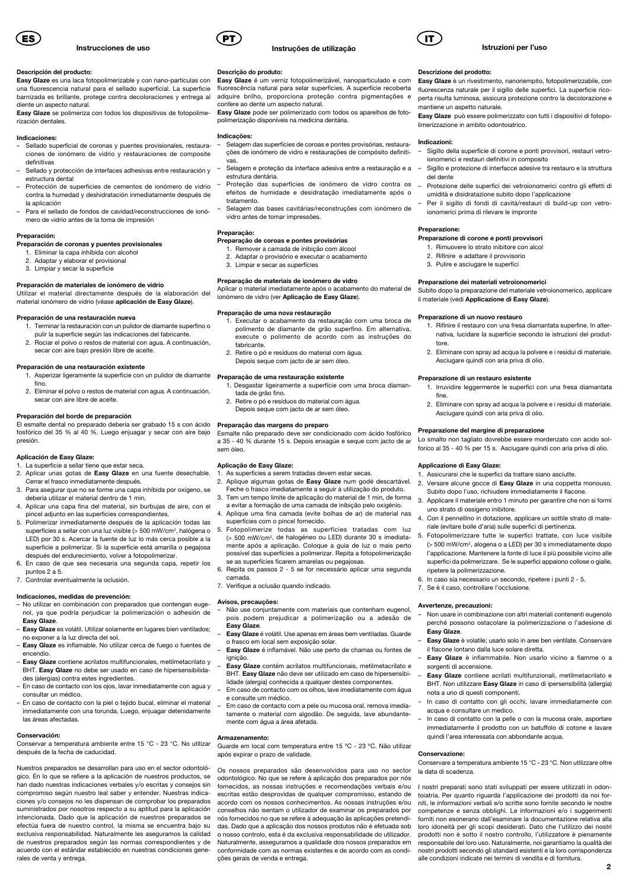# ES Instrucciones de uso

### Descripción del producto:

**Easy Glaze** es una laca fotopolimerizable y con nano-partículas con una fluorescencia natural para el sellado superficial. La superficie barnizada es brillante, protege contra decoloraciones y entrega al diente un aspecto natural.

**Easy Glaze** se polimeriza con todos los dispositivos de fotopolimerización dentales.

### Indicaciones:

- Sellado superficial de coronas y puentes provisionales, restauraciones de ionómero de vidrio y restauraciones de composite definitivas
- Sellado y protección de interfases adhesivas entre restauración y estructura dental
- Protección de superficies de cementos de ionómero de vidrio contra la humedad y deshidratación inmediatamente después de la aplicación
- Para el sellado de fondos de cavidad/reconstrucciones de ionómero de vidrio antes de la toma de impresión

### Preparación:

**Preparación de coronas y puentes provisionales**

1. Eliminar la capa inhibida con alcohol
2. Adaptar y elaborar el provisional
3. Limpiar y secar la superficie

**Preparación de materiales de ionómero de vidrio**

Utilizar el material directamente después de la elaboración del material ionómero de vidrio (véase **aplicación de Easy Glaze**).

**Preparación de una restauración nueva**

1. Terminar la restauración con un pulidor de diamante superfino o pulir la superficie según las indicaciones del fabricante.
2. Rociar el polvo o restos de material con agua. A continuación, secar con aire bajo presión libre de aceite.

**Preparación de una restauración existente**

1. Asperizar ligeramente la superficie con un pulidor de diamante fino.
2. Eliminar el polvo o restos de material con agua. A continuación, secar con aire libre de aceite.

**Preparación del borde de preparación**

El esmalte dental no preparado debería ser grabado 15 s con ácido fosfórico del 35 % al 40 %. Luego enjuagar y secar con aire bajo presión.

### Aplicación de Easy Glaze:

1. La superficie a sellar tiene que estar seca.
2. Aplicar unas gotas de **Easy Glaze** en una fuente desechable. Cerrar el frasco inmediatamente después.
3. Para asegurar que no se forme una capa inhibida por oxígeno, se debería utilizar el material dentro de 1 min.
4. Aplicar una capa fina del material, sin burbujas de aire, con el pincel adjunto en las superficies correspondientes.
5. Polimerizar inmediatamente después de la aplicación todas las superficies a sellar con una luz visible (> 500 mW/cm², halógena o LED) por 30 s. Acercar la fuente de luz lo más cerca posible a la superficie a polimerizar. Si la superficie está amarilla o pegajosa después del endurecimiento, volver a fotopolimerizar.
6. En caso de que sea necesaria una segunda capa, repetir los puntos 2 a 5.
7. Controlar eventualmente la oclusión.

### Indicaciones, medidas de prevención:

- No utilizar en combinación con preparados que contengan eugenol, ya que podría perjudicar la polimerización o adhesión de **Easy Glaze**.
- **Easy Glaze** es volátil. Utilizar solamente en lugares bien ventilados; no exponer a la luz directa del sol.
- **Easy Glaze** es inflamable. No utilizar cerca de fuego o fuentes de encendio.
- **Easy Glaze** contiene acrilatos multifuncionales, metilmetacrilato y BHT. **Easy Glaze** no debe ser usado en caso de hipersensibilidades (alergias) contra estes ingredientes.
- En caso de contacto con los ojos, lavar inmediatamente con agua y consultar un médico.
- En caso de contacto con la piel o tejido bucal, eliminar el material inmediatamente con una torunda. Luego, enjuagar detenidamente las áreas afectadas.

### Conservación:

Conservar a temperatura ambiente entre 15 °C - 23 °C. No utilizar después de la fecha de caducidad.

Nuestros preparados se desarrollan para uso en el sector odontológico. En lo que se refiere a la aplicación de nuestros productos, se han dado nuestras indicaciones verbales y/o escritas y consejos sin compromiso según nuestro leal saber y entender. Nuestras indicaciones y/o consejos no les dispensan de comprobar los preparados suministrados por nosotros respecto a su aptitud para la aplicación intencionada. Dado que la aplicación de nuestros preparados se efectúa fuera de nuestro control, la misma se encuentra bajo su exclusiva responsabilidad. Naturalmente les aseguramos la calidad de nuestros preparados según las normas correspondientes y de acuerdo con el estándar establecido en nuestras condiciones generales de venta y entrega.

# PT Instruções de utilização

### Descrição do produto:

**Easy Glaze** é um verniz fotopolimerizável, nanoparticulado e com fluorescência natural para selar superfícies. A superfície recoberta adquire brilho, proporciona proteção contra pigmentações e confere ao dente um aspecto natural.

**Easy Glaze** pode ser polimerizado com todos os aparelhos de fotopolimerização disponíveis na medicina dentária.

### Indicações:

- Selagem das superfícies de coroas e pontes provisórias, restaurações de ionómero de vidro e restaurações de compósito definitivas.
- Selagem e proteção da interface adesiva entre a restauração e a estrutura dentária.
- Proteção das superfícies de ionómero de vidro contra os efeitos de humidade e desidratação imediatamente após o tratamento.
- Selagem das bases cavitárias/reconstruções com ionómero de vidro antes de tomar impressões.

### Preparação:

**Preparação de coroas e pontes provisórias**

1. Remover a camada de inibição com álcool
2. Adaptar o provisório e executar o acabamento
3. Limpar e secar as superfícies

**Preparação de materiais de ionómero de vidro**

Aplicar o material imediatamente após o acabamento do material de ionómero de vidro (ver **Aplicação de Easy Glaze**).

**Preparação de uma nova restauração**

1. Executar o acabamento da restauração com uma broca de polimento de diamante de grão superfino. Em alternativa, execute o polimento de acordo com as instruções do fabricante.
2. Retire o pó e resíduos do material com água. Depois seque com jacto de ar sem óleo.

**Preparação de uma restauração existente**

1. Desgastar ligeiramente a superfície com uma broca diamantada de grão fino.
2. Retire o pó e resíduos do material com água. Depois seque com jacto de ar sem óleo.

**Preparação das margens do preparo**

Esmalte não preparado deve ser condicionado com ácido fosfórico a 35 - 40 % durante 15 s. Depois enxagúe e seque com jacto de ar sem óleo.

### Aplicação de Easy Glaze:

1. As superfícies a serem tratadas devem estar secas.
2. Aplique algumas gotas de **Easy Glaze** num godé descartável. Feche o frasco imediatamente a seguir à utilização do produto.
3. Tem um tempo limite de aplicação do material de 1 min, de forma a evitar a formação de uma camada de inibição pelo oxigénio.
4. Aplique uma fina camada (evite bolhas de ar) de material nas superfícies com o pincel fornecido.
5. Fotopolimerize todas as superfícies tratadas com luz (> 500 mW/cm², de halogéneo ou LED) durante 30 s imediatamente após a aplicação. Coloque a guia de luz o mais perto possível das superfícies a polimerizar. Repita a fotopolimerização se as superfícies ficarem amarelas ou pegajosas.
6. Repita os passos 2 - 5 se for necessário aplicar uma segunda camada.
7. Verifique a oclusão quando indicado.

### Avisos, precauções:

- Não use conjuntamente com materiais que contenham eugenol, pois podem prejudicar a polimerização ou a adesão de **Easy Glaze**.
- **Easy Glaze** é volátil. Use apenas em áreas bem ventiladas. Guarde o frasco em local sem exposição solar.
- **Easy Glaze** é inflamável. Não use perto de chamas ou fontes de ignição.
- **Easy Glaze** contém acrilatos multifuncionais, metilmetacrilato e BHT. **Easy Glaze** não deve ser utilizado em caso de hipersensibilidade (alergia) conhecida a qualquer destes componentes.
- Em caso de contacto com os olhos, lave imediatamente com água e consulte um médico.
- Em caso de contacto com a pele ou mucosa oral, remova imediatamente o material com algodão. De seguida, lave abundantemente com água a área afetada.

### Armazenamento:

Guarde em local com temperatura entre 15 ºC - 23 ºC. Não utilizar após expirar o prazo de validade.

Os nossos preparados são desenvolvidos para uso no sector odontológico. No que se refere à aplicação dos preparados por nós fornecidos, as nossas instruções e recomendações verbais e/ou escritas estão desprovidas de qualquer compromisso, estando de acordo com os nossos conhecimentos. As nossas instruções e/ou conselhos não isentam o utilizador de examinar os preparados por nós fornecidos no que se refere à adequação às aplicações pretendidas. Dado que a aplicação dos nossos produtos não é efetuada sob o nosso controlo, esta é da exclusiva responsabilidade do utilizador. Naturalmente, asseguramos a qualidade dos nossos preparados em conformidade com as normas existentes e de acordo com as condições gerais de venda e entrega.

# IT Istruzioni per l'uso

### Descrizione del prodotto:

**Easy Glaze** è un rivestimento, nanoriempito, fotopolimerizzabile, con fluorescenza naturale per il sigillo delle superfici. La superficie ricoperta risulta luminosa, assicura protezione contro la decolorazione e mantiene un aspetto naturale.

**Easy Glaze** può essere polimerizzato con tutti i dispositivi di fotopolimerizzazione in ambito odontoiatrico.

### Indicazioni:

- Sigillo della superficie di corone e ponti provvisori, restauri vetroionomerici e restauri definitivi in composito
- Sigillo e protezione di interfacce adesive tra restauro e la struttura del dente
- Protezione delle superfici dei vetroionomerici contro gli effetti di umidità e disidratazione subito dopo l'applicazione
- Per il sigillo di fondi di cavità/restauri di build-up con vetroionomerici prima di rilevare le impronte

### Preparazione:

**Preparazione di corone e ponti provvisori**

1. Rimuovere lo strato inibitore con alcol
2. Rifinire e adattare il provvisorio
3. Pulire e asciugare le superfici

**Preparazione dei materiali vetroionomerici**

Subito dopo la preparazione del materiale vetroionomerico, applicare il materiale (vedi **Applicazione di Easy Glaze**).

**Preparazione di un nuovo restauro**

1. Rifinire il restauro con una fresa diamantata superfine. In alternativa, lucidare la superficie secondo le istruzioni del produttore.
2. Eliminare con spray ad acqua la polvere e i residui di materiale. Asciugare quindi con aria priva di olio.

**Preparazione di un restauro esistente**

1. Irruvidire leggermente le superfici con una fresa diamantata fine.
2. Eliminare con spray ad acqua la polvere e i residui di materiale. Asciugare quindi con aria priva di olio.

**Preparazione del margine di preparazione**

Lo smalto non tagliato dovrebbe essere mordenzato con acido solforico al 35 - 40% per 15 s. Asciugare quindi con aria priva di olio.

### Applicazione di Easy Glaze:

1. Assicurarsi che le superfici da trattare siano asciutte.
2. Versare alcune gocce di **Easy Glaze** in una coppetta monouso. Subito dopo l'uso, richiudere immediatamente il flacone.
3. Applicare il materiale entro 1 minuto per garantire che non si formi uno strato di ossigeno inibitore.
4. Con il pennellino in dotazione, applicare un sottile strato di materiale (evitare bolle d'aria) sulle superfici di pertinenza.
5. Fotopolimerizzare tutte le superfici trattate, con luce visibile (> 500 mW/cm², alogena o a LED) per 30 s immediatamente dopo l'applicazione. Mantenere la fonte di luce il più possibile vicino alle superfici da polimerizzare. Se le superfici appaiono collose o gialle, ripetere la polimerizzazione.
6. In caso sia necessario un secondo, ripetere i punti 2 - 5.
7. Se è il caso, controllare l'occlusione.

### Avvertenze, precauzioni:

- Non usare in combinazione con altri materiali contenenti eugenolo perché possono ostacolare la polimerizzazione o l'adesione di **Easy Glaze**.
- **Easy Glaze** è volatile; usarlo solo in aree ben ventilate. Conservare il flacone lontano dalla luce solare diretta.
- **Easy Glaze** è infiammabile. Non usarlo vicino a fiamme o a sorgenti di accensione.
- **Easy Glaze** contiene acrilati multifunzionali, metilmetacrilato e BHT. Non utilizzare **Easy Glaze** in caso di ipersensibilità (allergia) nota a uno di questi componenti.
- In caso di contatto con gli occhi, lavare immediatamente con acqua e consultare un medico.
- In caso di contatto con la pelle o con la mucosa orale, asportare immediatamente il prodotto con un batuffolo di cotone e lavare quindi l'area interessata con abbondante acqua.

### Conservazione:

Conservare a temperatura ambiente 15 °C - 23 °C. Non utilizzare oltre la data di scadenza.

I nostri preparati sono stati sviluppati per essere utilizzati in odontoiatria. Per quanto riguarda l'applicazione dei prodotti da noi forniti, le informazioni verbali e/o scritte sono fornite secondo le nostre competenze e senza obblighi. Le informazioni e/o i suggerimenti forniti non esonerano dall'esaminare la documentazione relativa alla loro idoneità per gli scopi desiderati. Dato che l'utilizzo dei nostri prodotti non è sotto il nostro controllo, l'utilizzatore è pienamente responsabile del loro uso. Naturalmente, noi garantiamo la qualità dei nostri prodotti secondo gli standard esistenti e la loro corrispondenza alle condizioni indicate nei termini di vendita e di fornitura.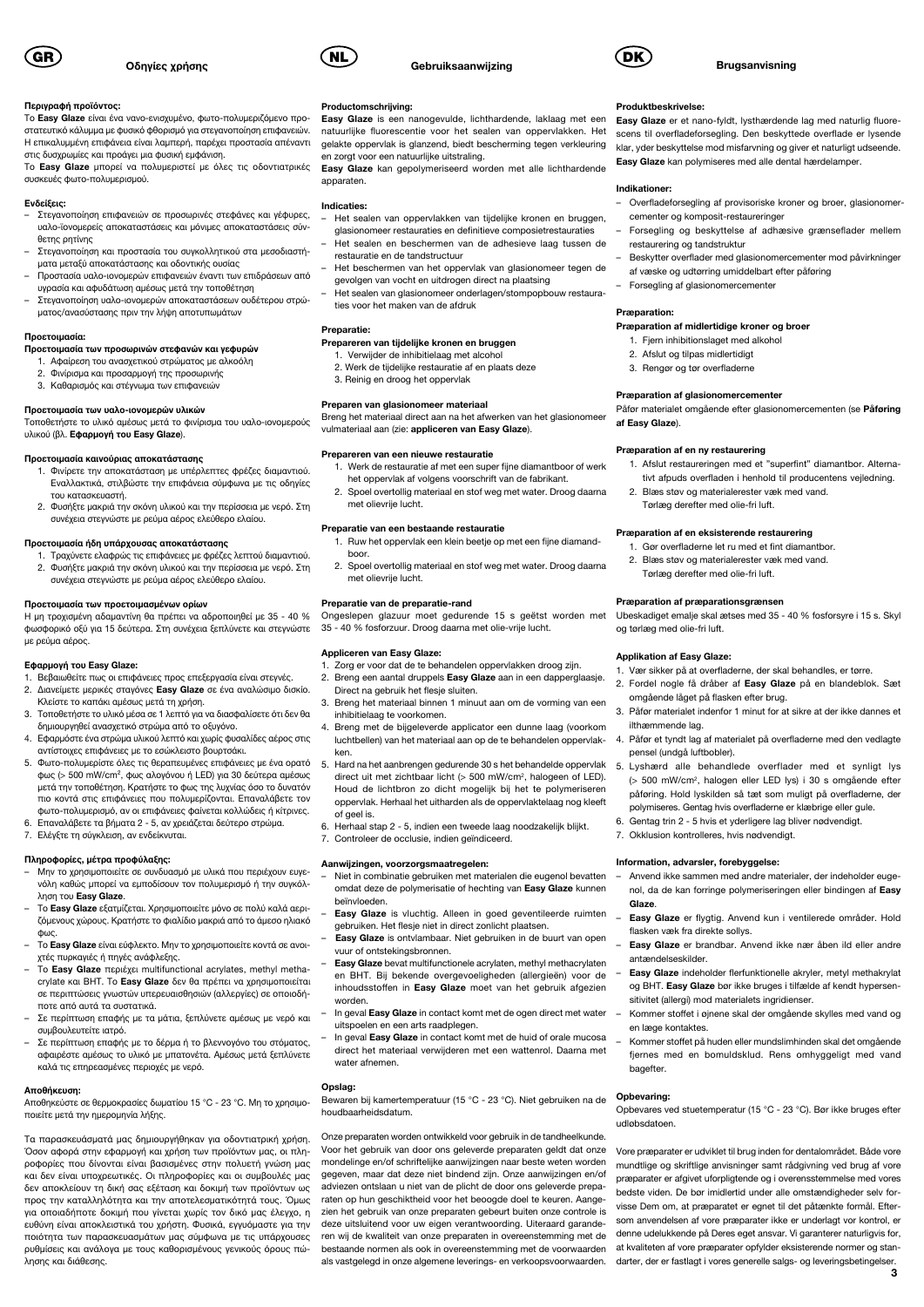# GR Οδηγίες χρήσης

### Περιγραφή προϊόντος:

Το **Easy Glaze** είναι ένα νανο-ενισχυμένο, φωτο-πολυμεριζόμενο προστατευτικό κάλυμμα με φυσικό φθορισμό για στεγανοποίηση επιφανειών. Η επικαλυμμένη επιφάνεια είναι λαμπερή, παρέχει προστασία απέναντι στις δυσχρωμίες και προάγει μια φυσική εμφάνιση.

Το **Easy Glaze** μπορεί να πολυμεριστεί με όλες τις οδοντιατρικές συσκευές φωτο-πολυμερισμού.

### Ενδείξεις:

- Στεγανοποίηση επιφανειών σε προσωρινές στεφάνες και γέφυρες, υαλο-ιονομερείς αποκαταστάσεις και μόνιμες αποκαταστάσεις σύνθετης ρητίνης
- Στεγανοποίηση και προστασία του συγκολλητικού στα μεσοδιαστήματα μεταξύ αποκατάστασης και οδοντικής ουσίας
- Προστασία υαλο-ιονομερών επιφανειών έναντι των επιδράσεων από υγρασία και αφυδάτωση αμέσως μετά την τοποθέτηση
- Στεγανοποίηση υαλο-ιονομερών αποκαταστάσεων ουδέτερου στρώματος/ανασύστασης πριν την λήψη αποτυπωμάτων

### Προετοιμασία:

#### Προετοιμασία των προσωρινών στεφανών και γεφυρών

1. Αφαίρεση του ανασχετικού στρώματος με αλκοόλη
2. Φινίρισμα και προσαρμογή της προσωρινής
3. Καθαρισμός και στέγνωμα των επιφανειών

#### Προετοιμασία των υαλο-ιονομερών υλικών

Τοποθετήστε το υλικό αμέσως μετά το φινίρισμα του υαλο-ιονομερούς υλικού (βλ. **Εφαρμογή του Easy Glaze**).

#### Προετοιμασία καινούριας αποκατάστασης

1. Φινίρετε την αποκατάσταση με υπέρλεπτες φρέζες διαμαντιού. Εναλλακτικά, στιλβώστε την επιφάνεια σύμφωνα με τις οδηγίες του κατασκευαστή.
2. Φυσήξτε μακριά την σκόνη υλικού και την περίσσεια με νερό. Στη συνέχεια στεγνώστε με ρεύμα αέρος ελεύθερο ελαίου.

#### Προετοιμασία ήδη υπάρχουσας αποκατάστασης

1. Τραχύνετε ελαφρώς τις επιφάνειες με φρέζες λεπτού διαμαντιού.
2. Φυσήξτε μακριά την σκόνη υλικού και την περίσσεια με νερό. Στη συνέχεια στεγνώστε με ρεύμα αέρος ελεύθερο ελαίου.

#### Προετοιμασία των προετοιμασμένων ορίων

Η μη τροχισμένη αδαμαντίνη θα πρέπει να αδροποιηθεί με 35 - 40 % φωσφορικό οξύ για 15 δεύτερα. Στη συνέχεια ξεπλύνετε και στεγνώστε με ρεύμα αέρος.

### Εφαρμογή του Easy Glaze:

1. Βεβαιωθείτε πως οι επιφάνειες προς επεξεργασία είναι στεγνές.
2. Διανείμετε μερικές σταγόνες **Easy Glaze** σε ένα αναλώσιμο δισκίο. Κλείστε το καπάκι αμέσως μετά τη χρήση.
3. Τοποθετήστε το υλικό μέσα σε 1 λεπτό για να διασφαλίσετε ότι δεν θα δημιουργηθεί ανασχετικό στρώμα από το οξυγόνο.
4. Εφαρμόστε ένα στρώμα υλικού λεπτό και χωρίς φυσαλίδες αέρος στις αντίστοιχες επιφάνειες με το εσώκλειστο βουρτσάκι.
5. Φωτο-πολυμερίστε όλες τις θεραπευμένες επιφάνειες με ένα ορατό φως (> 500 mW/cm², φως αλογόνου ή LED) για 30 δεύτερα αμέσως μετά την τοποθέτηση. Κρατήστε το φως της λυχνίας όσο το δυνατόν πιο κοντά στις επιφάνειες που πολυμερίζονται. Επαναλάβετε τον φωτο-πολυμερισμό, αν οι επιφάνειες φαίνεται κολλώδεις ή κίτρινες.
6. Επαναλάβετε τα βήματα 2 - 5, αν χρειάζεται δεύτερο στρώμα.
7. Ελέγξτε τη σύγκλειση, αν ενδείκνυται.

### Πληροφορίες, μέτρα προφύλαξης:

- Μην το χρησιμοποιείτε σε συνδυασμό με υλικά που περιέχουν ευγενόλη καθώς μπορεί να εμποδίσουν τον πολυμερισμό ή την συγκόλληση του **Easy Glaze**.
- Το **Easy Glaze** εξατμίζεται. Χρησιμοποιείτε μόνο σε πολύ καλά αεριζόμενους χώρους. Κρατήστε το φιαλίδιο μακριά από το άμεσο ηλιακό φως.
- Το **Easy Glaze** είναι εύφλεκτο. Μην το χρησιμοποιείτε κοντά σε ανοιχτές πυρκαγιές ή πηγές ανάφλεξης.
- Το **Easy Glaze** περιέχει multifunctional acrylates, methyl methacrylate και BHT. Το **Easy Glaze** δεν θα πρέπει να χρησιμοποιείται σε περιπτώσεις γνωστών υπερευαισθησιών (αλλεργίες) σε οποιοδήποτε από αυτά τα συστατικά.
- Σε περίπτωση επαφής με τα μάτια, ξεπλύνετε αμέσως με νερό και συμβουλευτείτε ιατρό.
- Σε περίπτωση επαφής με το δέρμα ή το βλεννογόνο του στόματος, αφαιρέστε αμέσως το υλικό με μπατονέτα. Αμέσως μετά ξεπλύνετε καλά τις επηρεασμένες περιοχές με νερό.

### Αποθήκευση:

Αποθηκεύστε σε θερμοκρασίες δωματίου 15 °C - 23 °C. Μη το χρησιμοποιείτε μετά την ημερομηνία λήξης.

Τα παρασκευάσματά μας δημιουργήθηκαν για οδοντιατρική χρήση. Όσον αφορά στην εφαρμογή και χρήση των προϊόντων μας, οι πληροφορίες που δίνονται είναι βασισμένες στην πολυετή γνώση μας και δεν είναι υποχρεωτικές. Οι πληροφορίες και οι συμβουλές μας δεν αποκλείουν τη δική σας εξέταση και δοκιμή των προϊόντων ως προς την καταλληλότητα και την αποτελεσματικότητά τους. Όμως για οποιαδήποτε δοκιμή που γίνεται χωρίς τον δικό μας έλεγχο, η ευθύνη είναι αποκλειστικά του χρήστη. Φυσικά, εγγυόμαστε για την ποιότητα των παρασκευασμάτων μας σύμφωνα με τις υπάρχουσες ρυθμίσεις και ανάλογα με τους καθορισμένους γενικούς όρους πώλησης και διάθεσης.

# NL Gebruiksaanwijzing

### Productomschrijving:

**Easy Glaze** is een nanogevulde, lichthardende, laklaag met een natuurlijke fluorescentie voor het sealen van oppervlakken. Het gelakte oppervlak is glanzend, biedt bescherming tegen verkleuring en zorgt voor een natuurlijke uitstraling.

**Easy Glaze** kan gepolymeriseerd worden met alle lichthardende apparaten.

### Indicaties:

- Het sealen van oppervlakken van tijdelijke kronen en bruggen, glasionomeer restauraties en definitieve composietrestauraties
- Het sealen en beschermen van de adhesieve laag tussen de restauratie en de tandstructuur
- Het beschermen van het oppervlak van glasionomeer tegen de gevolgen van vocht en uitdrogen direct na plaatsing
- Het sealen van glasionomeer onderlagen/stompopbouw restauraties voor het maken van de afdruk

### Preparatie:

#### Prepareren van tijdelijke kronen en bruggen

1. Verwijder de inhibitielaag met alcohol
2. Werk de tijdelijke restauratie af en plaats deze
3. Reinig en droog het oppervlak

#### Preparen van glasionomeer materiaal

Breng het materiaal direct aan na het afwerken van het glasionomeer vulmateriaal aan (zie: **appliceren van Easy Glaze**).

#### Prepareren van een nieuwe restauratie

1. Werk de restauratie af met een super fijne diamantboor of werk het oppervlak af volgens voorschrift van de fabrikant.
2. Spoel overtollig materiaal en stof weg met water. Droog daarna met olievrije lucht.

#### Preparatie van een bestaande restauratie

1. Ruw het oppervlak een klein beetje op met een fijne diamantboor.
2. Spoel overtollig materiaal en stof weg met water. Droog daarna met olievrije lucht.

#### Preparatie van de preparatie-rand

Ongeslepen glazuur moet gedurende 15 s geëtst worden met 35 - 40 % fosforzuur. Droog daarna met olie-vrije lucht.

### Appliceren van Easy Glaze:

1. Zorg er voor dat de te behandelen oppervlakken droog zijn.
2. Breng een aantal druppels **Easy Glaze** aan in een dappenglaasje. Direct na gebruik het flesje sluiten.
3. Breng het materiaal binnen 1 minuut aan om de vorming van een inhibitielaag te voorkomen.
4. Breng met de bijgeleverde applicator een dunne laag (voorkom luchtbellen) van het materiaal aan op de te behandelen oppervlakken.
5. Hard na het aanbrengen gedurende 30 s het behandelde oppervlak direct uit met zichtbaar licht (> 500 mW/cm², halogeen of LED). Houd de lichtbron zo dicht mogelijk bij het te polymeriseren oppervlak. Herhaal het uitharden als de oppervlaktelaag nog kleeft of geel is.
6. Herhaal stap 2 - 5, indien een tweede laag noodzakelijk blijkt.
7. Controleer de occlusie, indien geïndiceerd.

### Aanwijzingen, voorzorgsmaatregelen:

- Niet in combinatie gebruiken met materialen die eugenol bevatten omdat deze de polymerisatie of hechting van **Easy Glaze** kunnen beïnvloeden.
- **Easy Glaze** is vluchtig. Alleen in goed geventileerde ruimten gebruiken. Het flesje niet in direct zonlicht plaatsen.
- **Easy Glaze** is ontvlambaar. Niet gebruiken in de buurt van open vuur of ontstekingsbronnen.
- **Easy Glaze** bevat multifunctionele acrylaten, methyl methacrylaten en BHT. Bij bekende overgevoeligheden (allergieën) voor de inhoudsstoffen in **Easy Glaze** moet van het gebruik afgezien worden.
- In geval **Easy Glaze** in contact komt met de ogen direct met water uitspoelen en een arts raadplegen.
- In geval **Easy Glaze** in contact komt met de huid of orale mucosa direct het materiaal verwijderen met een wattenrol. Daarna met water afnemen.

### Opslag:

Bewaren bij kamertemperatuur (15 °C - 23 °C). Niet gebruiken na de houdbaarheidsdatum.

Onze preparaten worden ontwikkeld voor gebruik in de tandheelkunde. Voor het gebruik van door ons geleverde preparaten geldt dat onze mondelinge en/of schriftelijke aanwijzingen naar beste weten worden gegeven, maar dat deze niet bindend zijn. Onze aanwijzingen en/of adviezen ontslaan u niet van de plicht de door ons geleverde preparaten op hun geschiktheid voor het beoogde doel te keuren. Aangezien het gebruik van onze preparaten gebeurt buiten onze controle is deze uitsluitend voor uw eigen verantwoording. Uiteraard garanderen wij de kwaliteit van onze preparaten in overeenstemming met de bestaande normen als ook in overeenstemming met de voorwaarden als vastgelegd in onze algemene leverings- en verkoopsvoorwaarden.

# DK Brugsanvisning

### Produktbeskrivelse:

**Easy Glaze** er et nano-fyldt, lysthærdende lag med naturlig fluorescens til overfladeforsegling. Den beskyttede overflade er lysende klar, yder beskyttelse mod misfarvning og giver et naturligt udseende. **Easy Glaze** kan polymiseres med alle dental hærdelamper.

### Indikationer:

- Overfladeforsegling af provisoriske kroner og broer, glasionomercementer og komposit-restaureringer
- Forsegling og beskyttelse af adhæsive grænseflader mellem restaurering og tandstruktur
- Beskytter overflader med glasionomercementer mod påvirkninger af væske og udtørring umiddelbart efter påføring
- Forsegling af glasionomercementer

### Præparation:

#### Præparation af midlertidige kroner og broer

1. Fjern inhibitionslaget med alkohol
2. Afslut og tilpas midlertidigt
3. Rengør og tør overfladerne

#### Præparation af glasionomercementer

Påfør materialet omgående efter glasionomercementen (se **Påføring af Easy Glaze**).

#### Præparation af en ny restaurering

1. Afslut restaureringen med et "superfint" diamantbor. Alternativt afpuds overfladen i henhold til producentens vejledning.
2. Blæs støv og materialerester væk med vand. Tørlæg derefter med olie-fri luft.

#### Præparation af en eksisterende restaurering

1. Gør overfladerne let ru med et fint diamantbor.
2. Blæs støv og materialerester væk med vand. Tørlæg derefter med olie-fri luft.

#### Præparation af præparationsgrænsen

Ubeskadiget emalje skal ætses med 35 - 40 % fosforsyre i 15 s. Skyl og tørlæg med olie-fri luft.

### Applikation af Easy Glaze:

1. Vær sikker på at overfladerne, der skal behandles, er tørre.
2. Fordel nogle få dråber af **Easy Glaze** på en blandeblok. Sæt omgående låget på flasken efter brug.
3. Påfør materialet indenfor 1 minut for at sikre at der ikke dannes et ilthæmmende lag.
4. Påfør et tyndt lag af materialet på overfladerne med den vedlagte pensel (undgå luftbobler).
5. Lyshærd alle behandlede overflader med et synligt lys (> 500 mW/cm², halogen eller LED lys) i 30 s omgående efter påføring. Hold lyskilden så tæt som muligt på overfladerne, der polymiseres. Gentag hvis overfladerne er klæbrige eller gule.
6. Gentag trin 2 - 5 hvis et yderligere lag bliver nødvendigt.
7. Okklusion kontrolleres, hvis nødvendigt.

### Information, advarsler, forebyggelse:

- Anvend ikke sammen med andre materialer, der indeholder eugenol, da de kan forringe polymeriseringen eller bindingen af **Easy Glaze**.
- **Easy Glaze** er flygtig. Anvend kun i ventilerede områder. Hold flasken væk fra direkte sollys.
- **Easy Glaze** er brandbar. Anvend ikke nær åben ild eller andre antændelseskilder.
- **Easy Glaze** indeholder flerfunktionelle akryler, metyl methakrylat og BHT. **Easy Glaze** bør ikke bruges i tilfælde af kendt hypersensitivitet (allergi) mod materialets ingridienser.
- Kommer stoffet i øjnene skal der omgående skylles med vand og en læge kontaktes.
- Kommer stoffet på huden eller mundslimhinden skal det omgående fjernes med en bomuldsklud. Rens omhyggeligt med vand bagefter.

### Opbevaring:

Opbevares ved stuetemperatur (15 °C - 23 °C). Bør ikke bruges efter udløbsdatoen.

Vore præparater er udviklet til brug inden for dentalområdet. Både vore mundtlige og skriftlige anvisninger samt rådgivning ved brug af vore præparater er afgivet uforpligtende og i overensstemmelse med vores bedste viden. De bør imidlertid under alle omstændigheder selv forvisse Dem om, at præparatet er egnet til det påtænkte formål. Eftersom anvendelsen af vore præparater ikke er underlagt vor kontrol, er denne udelukkende på Deres eget ansvar. Vi garanterer naturligvis for, at kvaliteten af vore præparater opfylder eksisterende normer og standarder, der er fastlagt i vores generelle salgs- og leveringsbetingelser.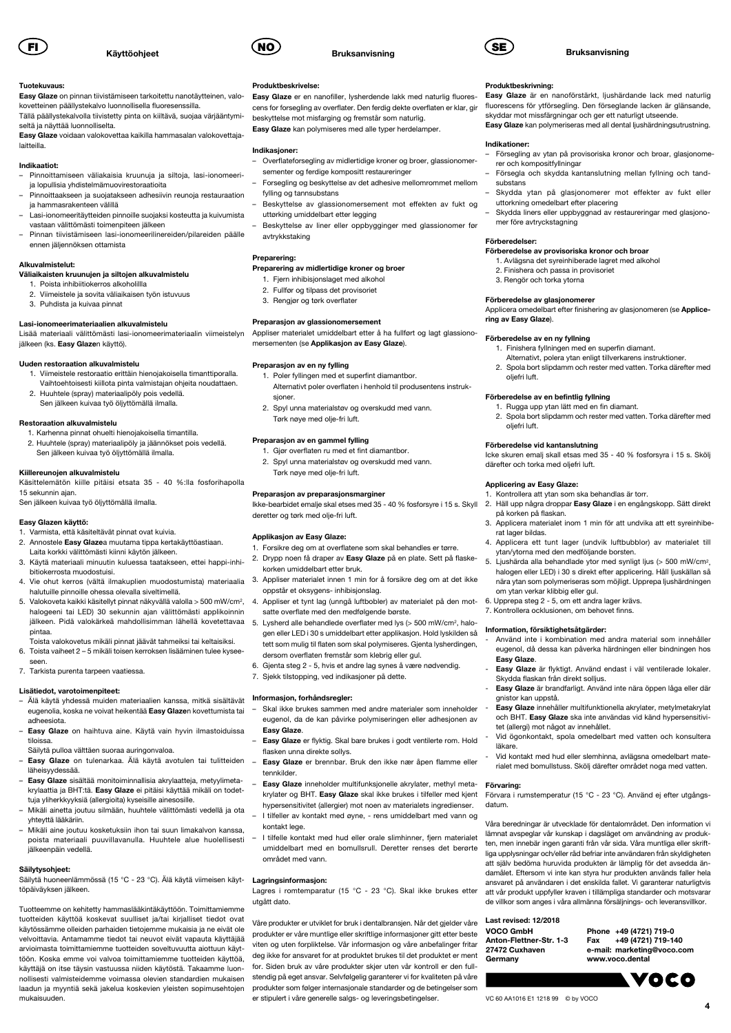# FI Käyttöohjeet

**Tuotekuvaus:**

**Easy Glaze** on pinnan tiivistämiseen tarkoitettu nanotäytteinen, valokovetteinen päällystekalvo luonnollisella fluoresenssilla.

Tällä päällystekalvolla tiivistetty pinta on kiiltävä, suojaa värjääntymiseltä ja näyttää luonnolliselta.

**Easy Glaze** voidaan valokovettaa kaikilla hammasalan valokovettajalaitteilla.

**Indikaatiot:**

- Pinnoittamiseen väliaikaisia kruunuja ja siltoja, lasi-ionomeereja lopullisia yhdistelmämuovirestoraatioita
- Pinnoittaakseen ja suojatakseen adhesiivin reunoja restauraation ja hammasrakenteen välillä
- Lasi-ionomeeritäytteiden pinnoille suojaksi kosteutta ja kuivumista vastaan välittömästi toimenpiteen jälkeen
- Pinnan tiivistämiseen lasi-ionomeerilinereiden/pilareiden päälle ennen jäljennöksen ottamista

**Alkuvalmistelut:**

**Väliaikaisten kruunujen ja siltojen alkuvalmistelu**

1. Poista inhibiitiokerros alkoholilla
2. Viimeistele ja sovita väliaikaisen työn istuvuus
3. Puhdista ja kuivaa pinnat

**Lasi-ionomeerimateriaalien alkuvalmistelu**

Lisää materiaali välittömästi lasi-ionomeerimateriaalin viimeistelyn jälkeen (ks. **Easy Glaze**n käyttö).

**Uuden restoraation alkuvalmistelu**

1. Viimeistele restoraatio erittäin hienojakoisella timanttiporalla. Vaihtoehtoisesti kiillota pinta valmistajan ohjeita noudattaen.
2. Huuhtele (spray) materiaalipöly pois vedellä. Sen jälkeen kuivaa työ öljyttömällä ilmalla.

**Restoraation alkuvalmistelu**

1. Karhenna pinnat ohuelti hienojakoisella timantilla.
2. Huuhtele (spray) materiaalipöly ja jäännökset pois vedellä. Sen jälkeen kuivaa työ öljyttömällä ilmalla.

**Kiillereunojen alkuvalmistelu**

Käsittelemätön kiille pitäisi etsata 35 - 40 %:lla fosforihapolla 15 sekunnin ajan.

Sen jälkeen kuivaa työ öljyttömällä ilmalla.

**Easy Glazen käyttö:**

1. Varmista, että käsiteltävät pinnat ovat kuivia.
2. Annostele **Easy Glaze**a muutama tippa kertakäyttöastiaan. Laita korkki välittömästi kiinni käytön jälkeen.
3. Käytä materiaali minuutin kuluessa taatakseen, ettei happi-inhibitiokerrosta muodostuisi.
4. Vie ohut kerros (vältä ilmakuplien muodostumista) materiaalia halutuille pinnoille ohessa olevalla siveltimellä.
5. Valokoveta kaikki käsitellyt pinnat näkyvällä valolla > 500 mW/cm², halogeeni tai LED) 30 sekunnin ajan välittömästi applikoinnin jälkeen. Pidä valokärkeä mahdollisimman lähellä kovetettavaa pintaa.

   Toista valokovetus mikäli pinnat jäävät tahmeiksi tai keltaisiksi.
6. Toista vaiheet 2 – 5 mikäli toisen kerroksen lisääminen tulee kyseeseen.
7. Tarkista purenta tarpeen vaatiessa.

**Lisätiedot, varotoimenpiteet:**

- Älä käytä yhdessä muiden materiaalien kanssa, mitkä sisältävät eugenolia, koska ne voivat heikentää **Easy Glaze**n kovettumista tai adheesiota.
- **Easy Glaze** on haihtuva aine. Käytä vain hyvin ilmastoiduissa tiloissa.

  Säilytä pulloa välttäen suoraa auringonvaloa.
- **Easy Glaze** on tulenarkaa. Älä käytä avotulen tai tulitteiden läheisyydessää.
- **Easy Glaze** sisältää monitoiminnallisia akrylaatteja, metyylimetakrylaattia ja BHT:tä. **Easy Glaze** ei pitäisi käyttää mikäli on todettuja yliherkkyyksiä (allergioita) kyseisille ainesosille.
- Mikäli ainetta joutuu silmään, huuhtele välittömästi vedellä ja ota yhteyttä lääkäriin.
- Mikäli aine joutuu kosketuksiin ihon tai suun limakalvon kanssa, poista materiaali puuvillavanulla. Huuhtele alue huolellisesti jälkeenpäin vedellä.

**Säilytysohjeet:**

Säilytä huoneenlämmössä (15 °C - 23 °C). Älä käytä viimeisen käyttöpäiväyksen jälkeen.

Tuotteemme on kehitetty hammaslääkintäkäyttöön. Toimittamiemme tuotteiden käyttöä koskevat suulliset ja/tai kirjalliset tiedot ovat käytössämme olleiden parhaiden tietojemme mukaisia ja ne eivät ole velvoittavia. Antamamme tiedot tai neuvot eivät vapauta käyttäjää arvioimasta toimittamiemme tuotteiden soveltuvuutta aiottuun käyttöön. Koska emme voi valvoa toimittamiemme tuotteiden käyttöä, käyttäjä on itse täysin vastuussa niiden käytöstä. Takaamme luonnollisesti valmistetdemme voimassa olevien standardien mukaisen laadun ja myyntiä sekä jakelua koskevien yleisten sopimusehtojen mukaisuuden.

# NO Bruksanvisning

**Produktbeskrivelse:**

**Easy Glaze** er en nanofiller, lysherdende lakk med naturlig fluorescens for forsegling av overflater. Den ferdig dekte overflaten er klar, gir beskyttelse mot misfarging og fremstår som naturlig.

**Easy Glaze** kan polymiseres med alle typer herdelamper.

**Indikasjoner:**

- Overflateforsegling av midlertidige kroner og broer, glassionomersementer og ferdige kompositt restaureringer
- Forsegling og beskyttelse av det adhesive mellomrommet mellom fylling og tannsubstans
- Beskyttelse av glassionomersement mot effekten av fukt og uttørking umiddelbart etter legging
- Beskyttelse av liner eller oppbygginger med glassionomer før avtrykkstaking

**Preparering:**

**Preparering av midlertidige kroner og broer**

1. Fjern inhibisjonslaget med alkohol
2. Fullfør og tilpass det provisoriet
3. Rengjør og tørk overflater

**Preparasjon av glassionomersement**

Appliser materialet umiddelbart etter å ha fullført og lagt glassionomersementen (se **Applikasjon av Easy Glaze**).

**Preparasjon av en ny fylling**

1. Poler fyllingen med et superfint diamantbor. Alternativt poler overflaten i henhold til produsentens instruksjoner.
2. Spyl unna materialstøv og overskudd med vann. Tørk nøye med olje-fri luft.

**Preparasjon av en gammel fylling**

1. Gjør overflaten ru med et fint diamantbor.
2. Spyl unna materialstøv og overskudd med vann. Tørk nøye med olje-fri luft.

**Preparasjon av preparasjonsmarginer**

Ikke-bearbidet emalje skal etses med 35 - 40 % fosforsyre i 15 s. Skyll deretter og tørk med olje-fri luft.

**Applikasjon av Easy Glaze:**

1. Forsikre deg om at overflatene som skal behandles er tørre.
2. Drypp noen få draper av **Easy Glaze** på en plate. Sett på flaskekorken umiddelbart etter bruk.
3. Appliser materialet innen 1 min for å forsikre deg om at det ikke oppstår et oksygens- inhibisjonslag.
4. Appliser et tynt lag (unngå luftbobler) av materialet på den motsatte overflate med den medfølgende børste.
5. Lysherd alle behandlede overflater med lys (> 500 mW/cm², halogen eller LED i 30 s umiddelbart etter applikasjon. Hold lyskilden så tett som mulig til flaten som skal polymiseres. Gjenta lysherdingen, dersom overflaten fremstår som klebrig eller gul.
6. Gjenta steg 2 - 5, hvis et andre lag synes å være nødvendig.
7. Sjekk tilstopping, ved indikasjoner på dette.

**Informasjon, forhåndsregler:**

- Skal ikke brukes sammen med andre materialer som inneholder eugenol, da de kan påvirke polymiseringen eller adhesjonen av **Easy Glaze**.
- **Easy Glaze** er flyktig. Skal bare brukes i godt ventilerte rom. Hold flasken unna direkte sollys.
- **Easy Glaze** er brennbar. Bruk den ikke nær åpen flamme eller tennkilder.
- **Easy Glaze** inneholder multifunksjonelle akrylater, methyl metakrylater og BHT. **Easy Glaze** skal ikke brukes i tilfeller med kjent hypersensitivitet (allergier) mot noen av materialets ingredienser.
- I tilfeller av kontakt med øyne, - rens umiddelbart med vann og kontakt lege.
- I tilfelle kontakt med hud eller orale slimhinner, fjern materialet umiddelbart med en bomullsrull. Deretter renses det berørte området med vann.

**Lagringsinformasjon:**

Lagres i romtemperatur (15 °C - 23 °C). Skal ikke brukes etter utgått dato.

Våre produkter er utviklet for bruk i dentalbransjen. Når det gjelder våre produkter er våre muntlige eller skriftlige informasjoner gitt etter beste viten og uten forpliktelse. Vår informasjon og våre anbefalinger fritar deg ikke for ansvaret for at produktet brukes til det produktet er ment for. Siden bruk av våre produkter skjer uten vår kontroll er den fullstendig på eget ansvar. Selvfølgelig garanterer vi for kvaliteten på våre produkter som følger internasjonale standarder og de betingelser som er stipulert i våre generelle salgs- og leveringsbetingelser.

# SE Bruksanvisning

**Produktbeskrivning:**

**Easy Glaze** är en nanoförstärkt, ljushärdande lack med naturlig fluorescens för ytförsegling. Den förseglande lacken är glänsande, skyddar mot missfärgningar och ger ett naturligt utseende.

**Easy Glaze** kan polymeriseras med all dental ljushärdningsutrustning.

**Indikationer:**

- Försegling av ytan på provisoriska kronor och broar, glasjonomerer och kompositfyllningar
- Försegla och skydda kantanslutning mellan fyllning och tandsubstans
- Skydda ytan på glasjonomerer mot effekter av fukt eller uttorkning omedelbart efter placering
- Skydda liners eller uppbyggnad av restaureringar med glasjonomer före avtryckstagning

**Förberedelser:**

**Förberedelse av provisoriska kronor och broar**

1. Avlägsna det syreinhiberade lagret med alkohol
2. Finishera och passa in provisoriet
3. Rengör och torka ytorna

**Förberedelse av glasjonomerer**

Applicera omedelbart efter finishering av glasjonomeren (se **Applicering av Easy Glaze**).

**Förberedelse av en ny fyllning**

1. Finishera fyllningen med en superfin diamant. Alternativt, polera ytan enligt tillverkarens instruktioner.
2. Spola bort slipdamm och rester med vatten. Torka därefter med oljefri luft.

**Förberedelse av en befintlig fyllning**

1. Rugga upp ytan lätt med en fin diamant.
2. Spola bort slipdamm och rester med vatten. Torka därefter med oljefri luft.

**Förberedelse vid kantanslutning**

Icke skuren emalj skall etsas med 35 - 40 % fosforsyra i 15 s. Skölj därefter och torka med oljefri luft.

**Applicering av Easy Glaze:**

1. Kontrollera att ytan som ska behandlas är torr.
2. Häll upp några droppar **Easy Glaze** i en engångskopp. Sätt direkt på korken på flaskan.
3. Applicera materialet inom 1 min för att undvika att ett syreinhiberat lager bildas.
4. Applicera ett tunt lager (undvik luftbubblor) av materialet till ytan/ytorna med den medföljande borsten.
5. Ljushärda alla behandlade ytor med synligt ljus (> 500 mW/cm², halogen eller LED) i 30 s direkt efter applicering. Håll ljuskällan så nära ytan som polymeriseras som möjligt. Upprepa ljushärdningen om ytan verkar klibbig eller gul.
6. Upprepa steg 2 - 5, om ett andra lager krävs.
7. Kontrollera ocklusionen, om behovet finns.

**Information, försiktighetsåtgärder:**

- Använd inte i kombination med andra material som innehåller eugenol, då dessa kan påverka härdningen eller bindningen hos **Easy Glaze**.
- **Easy Glaze** är flyktigt. Använd endast i väl ventilerade lokaler. Skydda flaskan från direkt solljus.
- **Easy Glaze** är brandfarligt. Använd inte nära öppen låga eller där gnistor kan uppstå.
- **Easy Glaze** innehåller multifunktionella akrylater, metylmetakrylat och BHT. **Easy Glaze** ska inte användas vid känd hypersensitivitet (allergi) mot något av innehållet.
- Vid ögonkontakt, spola omedelbart med vatten och konsultera läkare.
- Vid kontakt med hud eller slemhinna, avlägsna omedelbart materialet med bomullstuss. Skölj därefter området noga med vatten.

**Förvaring:**

Förvara i rumstemperatur (15 °C - 23 °C). Använd ej efter utgångsdatum.

Våra beredningar är utvecklade för dentalområdet. Den information vi lämnat avspeglar vår kunskap i dagsläget om användning av produkten, men innebär ingen garanti från vår sida. Våra muntliga eller skriftliga upplysningar och/eller råd befriar inte användaren från skyldigheten att själv bedöma huruvida produkten är lämplig för det avsedda ändamålet. Eftersom vi inte kan styra hur produkten används faller hela ansvaret på användaren i det enskilda fallet. Vi garanterar naturligtvis att vår produkt uppfyller kraven i tillämpliga standarder och motsvarar de villkor som anges i våra allmänna försäljnings- och leveransvillkor.

**Last revised: 12/2018**

**VOCO GmbH**
**Anton-Flettner-Str. 1-3**
**27472 Cuxhaven**
**Germany**

**Phone** +49 (4721) 719-0
**Fax** +49 (4721) 719-140
**e-mail: marketing@voco.com**
**www.voco.dental**

VOCO

VC 60 AA1016 E1 1218 99 © by VOCO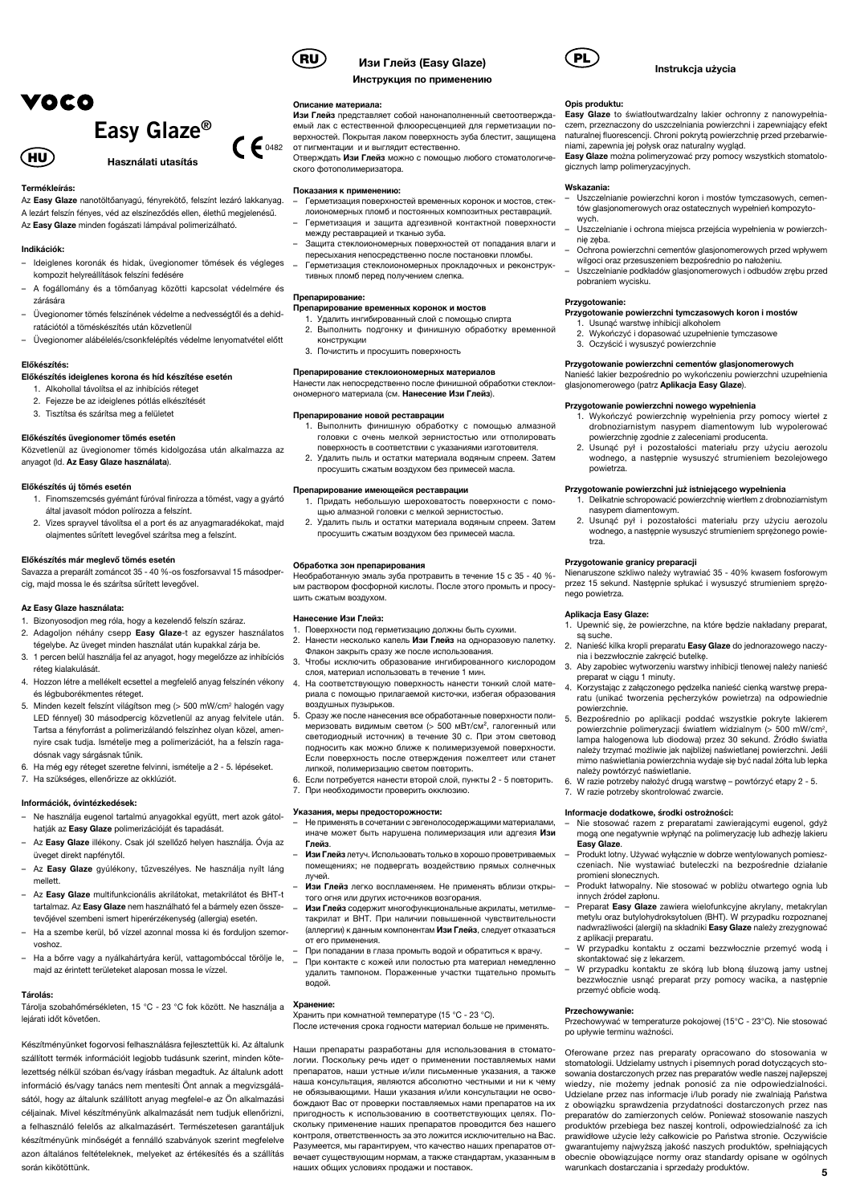# VOCO

# Easy Glaze®

CE 0482

## HU Használati utasítás

### Termékleírás:

Az **Easy Glaze** nanotöltőanyagú, fényre kötő, felszín lezáró lakkanyag. A lezárt felszín fényes, véd az elszíneződés ellen, élethű megjelenésű. Az **Easy Glaze** minden fogászati lámpával polimerizálható.

### Indikációk:

- Ideiglenes koronák és hidak, üvegionomer tömések és végleges kompozit helyreállítások felszíni fedésére
- A fogállomány és a tömőanyag közötti kapcsolat védelmére és zárására
- Üvegionomer tömés felszínének védelme a nedvességtől és a dehidratációtól a töméskészítés után közvetlenül
- Üvegionomer alábélelés/csonkfelépítés védelme lenyomatvétel előtt

### Előkészítés:

**Előkészítés ideiglenes korona és híd készítése esetén**

1. Alkohollal távolítsa el az inhibíciós réteget
2. Fejezze be az ideiglenes pótlás elkészítését
3. Tisztítsa és szárítsa meg a felületet

**Előkészítés üvegionomer tömés esetén**

Közvetlenül az üvegionomer tömés kidolgozása után alkalmazza az anyagot (ld. **Az Easy Glaze használata**).

**Előkészítés új tömés esetén**

1. Finomszemcsés gyémánt fúróval finírozza a tömést, vagy a gyártó által javasolt módon polírozza a felszínt.
2. Vizes sprayvel távolítsa el a port és az anyagmaradékokat, majd olajmentes sűrített levegővel szárítsa meg a felszínt.

**Előkészítés már meglevő tömés esetén**

Savazza a preparált zománcot 35 - 40 %-os foszforsavval 15 másodpercig, majd mossa le és szárítsa sűrített levegővel.

### Az Easy Glaze használata:

1. Bizonyosodjon meg róla, hogy a kezelendő felszín száraz.
2. Adagoljon néhány csepp **Easy Glaze**-t az egyszer használatos tégelybe. Az üveget minden használat után kupakkal zárja be.
3. 1 percen belül használja fel az anyagot, hogy megelőzze az inhibíciós réteg kialakulását.
4. Hozzon létre a mellékelt ecsettel a megfelelő anyag felszínén vékony és légbuborékmentes réteget.
5. Minden kezelt felszínt világítson meg (> 500 mW/cm² halogén vagy LED fénnyel) 30 másodpercig közvetlenül az anyag felvitele után. Tartsa a fényforrást a polimerizálandó felszínhez olyan közel, amennyire csak tudja. Ismételje meg a polimerizációt, ha a felszín ragadósnak vagy sárgásnak tűnik.
6. Ha még egy réteget szeretne felvinni, ismételje a 2 - 5. lépéseket.
7. Ha szükséges, ellenőrizze az okklúziót.

### Információk, óvintézkedések:

- Ne használja eugenol tartalmú anyagokkal együtt, mert azok gátolhatják az **Easy Glaze** polimerizációját és tapadását.
- Az **Easy Glaze** illékony. Csak jól szellőző helyen használja. Óvja az üveget direkt napfénytől.
- Az **Easy Glaze** gyúlékony, tűzveszélyes. Ne használja nyílt láng mellett.
- Az **Easy Glaze** multifunkcionális akrilátokat, metakrilátot és BHT-t tartalmaz. Az **Easy Glaze** nem használható fel a bármely ezen összetevőjével szembeni ismert hiperérzékenység (allergia) esetén.
- Ha a szembe kerül, bő vízzel azonnal mossa ki és forduljon szemorvoshoz.
- Ha a bőrre vagy a nyálkahártyára kerül, vattagombóccal törölje le, majd az érintett területeket alaposan mossa le vízzel.

### Tárolás:

Tárolja szobahőmérsékleten, 15 °C - 23 °C fok között. Ne használja a lejárati időt követően.

Készítményünket fogorvosi felhasználásra fejlesztettük ki. Az általunk szállított termék információit legjobb tudásunk szerint, minden kötelezettség nélkül szóban és/vagy írásban megadtuk. Az általunk adott információ és/vagy tanács nem mentesíti Önt annak a megvizsgálásától, hogy az általunk szállított anyag megfelel-e az Ön alkalmazási céljainak. Mivel készítményünk alkalmazását nem tudjuk ellenőrizni, a felhasználó felelős az alkalmazásért. Természetesen garantáljuk készítményünk minőségét a fennálló szabványok szerint megfelelve azon általános feltételeknek, melyeket az értékesítés és a szállítás során kikötöttünk.

## RU Изи Глейз (Easy Glaze)

### Инструкция по применению

### Описание материала:

**Изи Глейз** представляет собой нанонаполненный светоотверждаемый лак с естественной флюоресценцией для герметизации поверхностей. Покрытая лаком поверхность зуба блестит, защищена от пигментации и и выглядит естественно.

Отверждать **Изи Глейз** можно с помощью любого стоматологического фотополимеризатора.

### Показания к применению:

- Герметизация поверхностей временных коронок и мостов, стеклоиономерных пломб и постоянных композитных реставраций.
- Герметизация и защита адгезивной контактной поверхности между реставрацией и тканью зуба.
- Защита стеклоиономерных поверхностей от попадания влаги и пересыхания непосредственно после постановки пломбы.
- Герметизация стеклоиономерных прокладочных и реконструктивных пломб перед получением слепка.

### Препарирование:

**Препарирование временных коронок и мостов**

1. Удалить ингибированный слой с помощью спирта
2. Выполнить подгонку и финишную обработку временной конструкции
3. Почистить и просушить поверхность

**Препарирование стеклоиономерных материалов**

Нанести лак непосредственно после финишной обработки стеклоиономерного материала (см. **Нанесение Изи Глейз**).

**Препарирование новой реставрации**

1. Выполнить финишную обработку с помощью алмазной головки с очень мелкой зернистостью или отполировать поверхность в соответствии с указаниями изготовителя.
2. Удалить пыль и остатки материала водяным спреем. Затем просушить сжатым воздухом без примесей масла.

**Препарирование имеющейся реставрации**

1. Придать небольшую шероховатость поверхности с помощью алмазной головки с мелкой зернистостью.
2. Удалить пыль и остатки материала водяным спреем. Затем просушить сжатым воздухом без примесей масла.

**Обработка зон препарирования**

Необработанную эмаль зуба протравить в течение 15 с 35 - 40 %-ым раствором фосфорной кислоты. После этого промыть и просушить сжатым воздухом.

### Нанесение Изи Глейз:

1. Поверхности под герметизацию должны быть сухими.
2. Нанести несколько капель **Изи Глейз** на одноразовую палетку. Флакон закрыть сразу же после использования.
3. Чтобы исключить образование ингибированного кислородом слоя, материал использовать в течение 1 мин.
4. На соответствующую поверхность нанести тонкий слой материала с помощью прилагаемой кисточки, избегая образования воздушных пузырьков.
5. Сразу же после нанесения все обработанные поверхности полимеризовать видимым светом (> 500 мВт/см², галогенный или светодиодный источник) в течение 30 с. При этом световод подносить как можно ближе к полимеризуемой поверхности. Если поверхность после отверждения пожелтеет или станет липкой, полимеризацию следует повторить.
6. Если потребуется нанести второй слой, пункты 2 - 5 повторить.
7. При необходимости проверить окклюзию.

### Указания, меры предосторожности:

- Не применять в сочетании с эвгенолосодержащими материалами, иначе может быть нарушена полимеризация или адгезия **Изи Глейз**.
- **Изи Глейз** летуч. Использовать только в хорошо проветриваемых помещениях; не подвергать воздействию прямых солнечных лучей.
- **Изи Глейз** легко воспламеняем. Не применять вблизи открытого огня или других источников возгорания.
- **Изи Глейз** содержит многофункциональные акрилаты, метилметакрилат и BHT. При наличии повышенной чувствительности (аллергии) к данным компонентам **Изи Глейз**, следует отказаться от его применения.
- При попадании в глаза промыть водой и обратиться к врачу.
- При контакте с кожей или полостью рта материал немедленно удалить тампоном. Пораженные участки тщательно промыть водой.

### Хранение:

Хранить при комнатной температуре (15 °C - 23 °C).
После истечения срока годности материал больше не применять.

Наши препараты разработаны для использования в стоматологии. Поскольку речь идет о применении поставляемых нами препаратов, наши устные и/или письменные указания, а также наша консультация, являются абсолютно честными и ни к чему не обязывающими. Наши указания и/или консультации не освобождают Вас от проверки поставляемых нами препаратов на их пригодность к использованию в соответствующих целях. Поскольку применение наших препаратов проводится без нашего контроля, ответственность за это ложится исключительно на Вас. Разумеется, мы гарантируем, что качество наших препаратов отвечает существующим нормам, а также стандартам, указанным в наших общих условиях продажи и поставок.

## PL Instrukcja użycia

### Opis produktu:

**Easy Glaze** to światłoutwardzalny lakier ochronny z nanowypełniaczem, przeznaczony do uszczelniania powierzchni i zapewniający efekt naturalnej fluorescencji. Chroni pokrytą powierzchnię przed przebarwieniami, zapewnia jej połysk oraz naturalny wygląd.

**Easy Glaze** można polimeryzować przy pomocy wszystkich stomatologicznych lamp polimeryzacyjnych.

### Wskazania:

- Uszczelnianie powierzchni koron i mostów tymczasowych, cementów glasjonomerowych oraz ostatecznych wypełnień kompozytowych.
- Uszczelnianie i ochrona miejsca przejścia wypełnienia w powierzchnię zęba.
- Ochrona powierzchni cementów glasjonomerowych przed wpływem wilgoci oraz przesuszeniem bezpośrednio po nałożeniu.
- Uszczelnianie podkładów glasjonomerowych i odbudów zrębu przed pobraniem wycisku.

### Przygotowanie:

**Przygotowanie powierzchni tymczasowych koron i mostów**

1. Usunąć warstwę inhibicji alkoholem
2. Wykończyć i dopasować uzupełnienie tymczasowe
3. Oczyścić i wysuszyć powierzchnie

**Przygotowanie powierzchni cementów glasjonomerowych**

Nanieść lakier bezpośrednio po wykończeniu powierzchni uzupełnienia glasjonomerowego (patrz **Aplikacja Easy Glaze**).

**Przygotowanie powierzchni nowego wypełnienia**

1. Wykończyć powierzchnię wypełnienia przy pomocy wierteł z drobnoziarnistym nasypem diamentowym lub wypolerować powierzchnię zgodnie z zaleceniami producenta.
2. Usunąć pył i pozostałości materiału przy użyciu aerozolu wodnego, a następnie wysuszyć strumieniem bezolejowego powietrza.

**Przygotowanie powierzchni już istniejącego wypełnienia**

1. Delikatnie schropowacić powierzchnię wiertłem z drobnoziarnistym nasypem diamentowym.
2. Usunąć pył i pozostałości materiału przy użyciu aerozolu wodnego, a następnie wysuszyć strumieniem sprężonego powietrza.

**Przygotowanie granicy preparacji**

Nienaruszone szkliwo należy wytrawiać 35 - 40% kwasem fosforowym przez 15 sekund. Następnie spłukać i wysuszyć strumieniem sprężonego powietrza.

### Aplikacja Easy Glaze:

1. Upewnić się, że powierzchnie, na które będzie nakładany preparat, są suche.
2. Nanieść kilka kropli preparatu **Easy Glaze** do jednorazowego naczynia i bezzwłocznie zakręcić butelkę.
3. Aby zapobiec wytworzeniu warstwy inhibicji tlenowej należy nanieść preparat w ciągu 1 minuty.
4. Korzystając z załączonego pędzelka nanieść cienką warstwę preparatu (unikać tworzenia pęcherzyków powietrza) na odpowiednie powierzchnie.
5. Bezpośrednio po aplikacji poddać wszystkie pokryte lakierem powierzchnie polimeryzacji światłem widzialnym (> 500 mW/cm², lampa halogenowa lub diodowa) przez 30 sekund. Źródło światła należy trzymać możliwie jak najbliżej naświetlanej powierzchni. Jeśli mimo naświetlania powierzchnia wydaje się być nadal żółta lub lepka należy powtórzyć naświetlanie.
6. W razie potrzeby nałożyć drugą warstwę – powtórzyć etapy 2 - 5.
7. W razie potrzeby skontrolować zwarcie.

### Informacje dodatkowe, środki ostrożności:

- Nie stosować razem z preparatami zawierającymi eugenol, gdyż mogą one negatywnie wpłynąć na polimeryzację lub adhezję lakieru **Easy Glaze**.
- Produkt lotny. Używać wyłącznie w dobrze wentylowanych pomieszczeniach. Nie wystawiać buteleczki na bezpośrednie działanie promieni słonecznych.
- Produkt łatwopalny. Nie stosować w pobliżu otwartego ognia lub innych źródeł zapłonu.
- Preparat **Easy Glaze** zawiera wielofunkcyjne akrylany, metakrylan metylu oraz butylohydroksytoluen (BHT). W przypadku rozpoznanej nadwrażliwości (alergii) na składniki **Easy Glaze** należy zrezygnować z aplikacji preparatu.
- W przypadku kontaktu z oczami bezzwłocznie przemyć wodą i skontaktować się z lekarzem.
- W przypadku kontaktu ze skórą lub błoną śluzową jamy ustnej bezzwłocznie usnąć preparat przy pomocy wacika, a następnie przemyć obficie wodą.

### Przechowywanie:

Przechowywać w temperaturze pokojowej (15°C - 23°C). Nie stosować po upływie terminu ważności.

Oferowane przez nas preparaty opracowano do stosowania w stomatologii. Udzielamy ustnych i pisemnych porad dotyczących stosowania dostarczonych przez nas preparatów wedle naszej najlepszej wiedzy, nie możemy jednak ponosić za nie odpowiedzialności. Udzielane przez nas informacje i/lub porady nie zwalniają Państwa z obowiązku sprawdzenia przydatności dostarczonych przez nas preparatów do zamierzonych celów. Ponieważ stosowanie naszych produktów przebiega bez naszej kontroli, odpowiedzialność za ich prawidłowe użycie leży całkowicie po Państwa stronie. Oczywiście gwarantujemy najwyższą jakość naszych produktów, spełniających obecnie obowiązujące normy oraz standardy opisane w ogólnych warunkach dostarczania i sprzedaży produktów.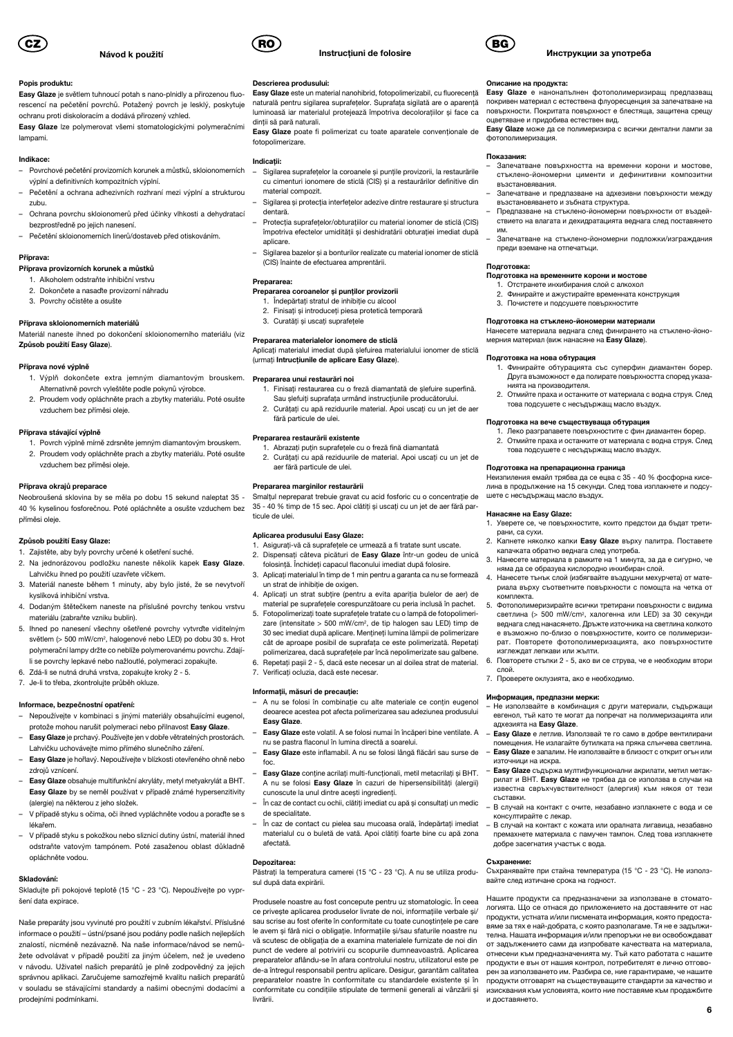# CZ Návod k použití

**Popis produktu:**

**Easy Glaze** je světlem tuhnoucí potah s nano-plnidly a přirozenou fluorescencí na pečetění povrchů. Potažený povrch je lesklý, poskytuje ochranu proti diskoloracím a dodává přirozený vzhled.

**Easy Glaze** lze polymerovat všemi stomatologickými polymeračními lampami.

**Indikace:**

- Povrchové pečetění provizorních korunek a můstků, skloionomerních výplní a definitivních kompozitních výplní.
- Pečetění a ochrana adhezivních rozhraní mezi výplní a strukturou zubu.
- Ochrana povrchu skloionomerů před účinky vlhkosti a dehydratací bezprostředně po jejich nanesení.
- Pečetění skloionomerních linerů/dostaveb před otiskováním.

**Příprava:**

**Příprava provizorních korunek a můstků**

1. Alkoholem odstraňte inhibiční vrstvu
2. Dokončete a nasaďte provizorní náhradu
3. Povrchy očistěte a osušte

**Příprava skloionomerních materiálů**

Materiál naneste ihned po dokončení skloionomerního materiálu (viz **Způsob použití Easy Glaze**).

**Příprava nové výplně**

1. Výplň dokončete extra jemným diamantovým brouskem. Alternativně povrch vyleštěte podle pokynů výrobce.
2. Proudem vody opláchněte prach a zbytky materiálu. Poté osušte vzduchem bez příměsi oleje.

**Příprava stávající výplně**

1. Povrch výplně mírně zdrsněte jemným diamantovým brouskem.
2. Proudem vody opláchněte prach a zbytky materiálu. Poté osušte vzduchem bez příměsi oleje.

**Příprava okrajů preparace**

Neobroušená sklovina by se měla po dobu 15 sekund naleptat 35 - 40 % kyselinou fosforečnou. Poté opláchněte a osušte vzduchem bez příměsi oleje.

**Způsob použití Easy Glaze:**

1. Zajistěte, aby byly povrchy určené k ošetření suché.
2. Na jednorázovou podložku naneste několik kapek **Easy Glaze**. Lahvičku ihned po použití uzavřete víčkem.
3. Materiál naneste během 1 minuty, aby bylo jisté, že se nevytvoří kyslíková inhibiční vrstva.
4. Dodaným štětečkem naneste na příslušné povrchy tenkou vrstvu materiálu (zabraňte vzniku bublin).
5. Ihned po nanesení všechny ošetřené povrchy vytvrďte viditelným světlem (> 500 mW/cm², halogenové nebo LED) po dobu 30 s. Hrot polymerační lampy držte co nejblíže polymerovanému povrchu. Zdají-li se povrchy lepkavé nebo nažloutlé, polymeraci zopakujte.
6. Zdá-li se nutná druhá vrstva, zopakujte kroky 2 - 5.
7. Je-li to třeba, zkontrolujte průběh okluze.

**Informace, bezpečnostní opatření:**

- Nepoužívejte v kombinaci s jinými materiály obsahujícími eugenol, protože mohou narušit polymeraci nebo přilnavost **Easy Glaze**.
- **Easy Glaze** je prchavý. Používejte jen v dobře větratelných prostorách. Lahvičku uchovávejte mimo přímého slunečního záření.
- **Easy Glaze** je hořlavý. Nepoužívejte v blízkosti otevřeného ohně nebo zdrojů vznícení.
- **Easy Glaze** obsahuje multifunkční akryláty, metyl metyakrylát a BHT. **Easy Glaze** by se neměl používat v případě známé hypersenzitivity (alergie) na některou z jeho složek.
- V případě styku s očima, oči ihned vypláchněte vodou a poraďte se s lékařem.
- V případě styku s pokožkou nebo sliznicí dutiny ústní, materiál ihned odstraňte vatovým tampónem. Poté zasaženou oblast důkladně opláchněte vodou.

**Skladování:**

Skladujte při pokojové teplotě (15 °C - 23 °C). Nepoužívejte po vypršení data expirace.

Naše preparáty jsou vyvinuté pro použití v zubním lékařství. Příslušné informace o použití – ústní/psané jsou podány podle našich nejlepších znalostí, nicméně nezávazně. Na naše informace/návod se nemůžete odvolávat v případě použití za jiným účelem, než je uvedeno v návodu. Uživatel našich preparátů je plně zodpovědný za jejich správnou aplikaci. Zaručujeme samozřejmě kvalitu našich preparátů v souladu se stávajícími standardy a našimi obecnými dodacími a prodejními podmínkami.

# RO Instrucțiuni de folosire

**Descrierea produsului:**

**Easy Glaze** este un material nanohibrid, fotopolimerizabil, cu fluorecență naturală pentru sigilarea suprafețelor. Suprafața sigilată are o aparență luminoasă iar materialul protejează împotriva decolorațiilor și face ca dinții să pară naturali.

**Easy Glaze** poate fi polimerizat cu toate aparatele convenționale de fotopolimerizare.

**Indicații:**

- Sigilarea suprafețelor la coroanele și punțile provizorii, la restaurările cu cimenturi ionomere de sticlă (CIS) și a restaurărilor definitive din material compozit.
- Sigilarea și protecția interfețelor adezive dintre restaurare și structura dentară.
- Protecția suprafețelor/obturațiilor cu material ionomer de sticlă (CIS) împotriva efectelor umidității și deshidratării obturației imediat după aplicare.
- Sigilarea bazelor și a bonturilor realizate cu material ionomer de sticlă (CIS) înainte de efectuarea amprentării.

**Prepararea:**

**Prepararea coroanelor și punților provizorii**

1. Îndepărtați stratul de inhibiție cu alcool
2. Finisați și introduceți piesa protetică temporară
3. Curățați și uscați suprafețele

**Prepararea materialelor ionomere de sticlă**

Aplicați materialul imediat după șlefuirea materialului ionomer de sticlă (urmați **Intrucțiunile de aplicare Easy Glaze**).

**Prepararea unui restaurări noi**

1. Finisați restaurarea cu o freză diamantată de șlefuire superfină. Sau șlefuiți suprafața urmând instrucțiunile producătorului.
2. Curățați cu apă reziduurile material. Apoi uscați cu un jet de aer fără particule de ulei.

**Prepararea restaurării existente**

1. Abrazați puțin suprafețele cu o freză fină diamantată
2. Curățați cu apă reziduurile de material. Apoi uscați cu un jet de aer fără particule de ulei.

**Prepararea marginilor restaurării**

Smalțul nepreparat trebuie gravat cu acid fosforic cu o concentrație de 35 - 40 % timp de 15 sec. Apoi clătiți și uscați cu un jet de aer fără particule de ulei.

**Aplicarea produsului Easy Glaze:**

1. Asigurați-vă că suprafețele ce urmează a fi tratate sunt uscate.
2. Dispensați câteva picături de **Easy Glaze** într-un godeu de unică folosință. Închideți capacul flaconului imediat după folosire.
3. Aplicați materialul în timp de 1 min pentru a garanta ca nu se formează un strat de inhibiție de oxigen.
4. Aplicați un strat subțire (pentru a evita apariția bulelor de aer) de material pe suprafețele corespunzătoare cu peria inclusă în pachet.
5. Fotopolimerizați toate suprafețele tratate cu o lampă de fotopolimerizare (intensitate > 500 mW/cm², de tip halogen sau LED) timp de 30 sec imediat după aplicare. Mențineți lumina lămpii de polimerizare cât de aproape posibil de suprafața ce este polimerizată. Repetați polimerizarea, dacă suprafețele par încă nepolimerizate sau galbene.
6. Repetați pașii 2 - 5, dacă este necesar un al doilea strat de material.
7. Verificați ocluzia, dacă este necesar.

**Informații, măsuri de precauție:**

- A nu se folosi în combinație cu alte materiale ce conțin eugenol deoarece acestea pot afecta polimerizarea sau adeziunea produsului **Easy Glaze**.
- **Easy Glaze** este volatil. A se folosi numai în încăperi bine ventilate. A nu se pastra flaconul în lumina directă a soarelui.
- **Easy Glaze** este inflamabil. A nu se folosi lângă flăcări sau surse de foc.
- **Easy Glaze** conține acrilați multi-funcționali, metil metacrilați și BHT. A nu se folosi **Easy Glaze** în cazuri de hipersensibilități (alergii) cunoscute la unul dintre acești ingredienți.
- În caz de contact cu ochii, clătiți imediat cu apă și consultați un medic de specialitate.
- În caz de contact cu pielea sau mucoasa orală, îndepărtați imediat materialul cu o buletă de vată. Apoi clătiți foarte bine cu apă zona afectată.

**Depozitarea:**

Păstrați la temperatura camerei (15 °C - 23 °C). A nu se utiliza produsul după data expirării.

Produsele noastre au fost concepute pentru uz stomatologic. În ceea ce privește aplicarea produselor livrate de noi, informațiile verbale și/sau scrise au fost oferite în conformitate cu toate cunoștințele pe care le avem și fără nici o obligație. Informațiile și/sau sfaturile noastre nu vă scutesc de obligația de a examina materialele furnizate de noi din punct de vedere al potrivirii cu scopurile dumneavoastră. Aplicarea preparatelor aflându-se în afara controlului nostru, utilizatorul este pe de-a întregul responsabil pentru aplicare. Desigur, garantăm calitatea preparatelor noastre în conformitate cu standardele existente și în conformitate cu condițiile stipulate de termenii generali ai vânzării și livrării.

# BG Инструкции за употреба

**Описание на продукта:**

**Easy Glaze** е нанонапълнен фотополимеризиращ предпазващ покривен материал с естествена флуоресценция за запечатване на повърхности. Покритата повърхност е блестяща, защитена срещу оцветяване и придобива естествен вид.

**Easy Glaze** може да се полимеризира с всички дентални лампи за фотополимеризация.

**Показания:**

- Запечатване повърхността на временни корони и мостове, стъклено-йономерни цименти и дефинитивни композитни възстановявания.
- Запечатване и предпазване на адхезивни повърхности между възстановяването и зъбната структура.
- Предпазване на стъклено-йономерни повърхности от въздействието на влагата и дехидратацията веднага след поставянето им.
- Запечатване на стъклено-йономерни подложки/изграждания преди вземане на отпечатъци.

**Подготовка:**

**Подготовка на временните корони и мостове**

1. Отстранете инхибирания слой с алкохол
2. Финирайте и ажустирайте временната конструкция
3. Почистете и подсушете повърхностите

**Подготовка на стъклено-йономерни материали**

Нанесете материала веднага след финирането на стъклено-йономерния материал (виж нанасяне на **Easy Glaze**).

**Подготовка на нова обтурация**

1. Финирайте обтурацията със суперфин диамантен борер. Друга възможност е да полирате повърхността според указанията на производителя.
2. Отмийте праха и остатъците от материала с водна струя. След това подсушете с несъдържащ масло въздух.

**Подготовка на вече съществуваща обтурация**

1. Леко разграпавете повърхностите с фин диамантен борер.
2. Отмийте праха и остатъците от материала с водна струя. След това подсушете с несъдържащ масло въздух.

**Подготовка на препарационна граница**

Неизпиления емайл трябва да се ецва с 35 - 40 % фосфорна киселина в продължение на 15 секунди. След това изплакнете и подсушете с несъдържащ масло въздух.

**Нанасяне на Easy Glaze:**

1. Уверете се, че повърхностите, които предстои да бъдат третирани, са сухи.
2. Капнете няколко капки **Easy Glaze** върху палитра. Поставете капачката обратно веднага след употреба.
3. Нанесете материала в рамките на 1 минута, за да е сигурно, че няма да се образува кислородно инхибиран слой.
4. Нанесете тънък слой (избягвайте въздушни мехурчета) от материала върху съответните повърхности с помощта на четка от комплекта.
5. Фотополимеризирайте всички третирани повърхности с видима светлина (> 500 mW/cm², халогенна или LED) за 30 секунди веднага след нанасянето. Дръжте източника на светлина колкото е възможно по-близо о повърхностите, които се полимеризират. Повторете фотополимеризацията, ако повърхностите изглеждат лепкави или жълти.
6. Повторете стъпки 2 - 5, ако ви се струва, че е необходим втори слой.
7. Проверете оклузията, ако е необходимо.

**Информация, предпазни мерки:**

- Не използвайте в комбинация с други материали, съдържащи евгенол, тъй като те могат да попречат на полимеризацията или адхезията на **Easy Glaze**.
- **Easy Glaze** е летлив. Използвай те го само в добре вентилирани помещения. Не излагайте бутилката на пряка слънчева светлина.
- **Easy Glaze** е запалим. Не използвайте в близост с открит огън или източници на искра.
- **Easy Glaze** съдържа мултифункционални акрилати, метил метакрилат и BHT. **Easy Glaze** не трябва да се използва в случаи на известна свръхчувствителност (алергия) към някоя от тези съставки.
- В случай на контакт с очите, незабавно изплакнете с вода и се консултирайте с лекар.
- В случай на контакт с кожата или оралната лигавица, незабавно премахнете материала с памучен тампон. След това изплакнете добре засегнатия участък с вода.

**Съхранение:**

Съхранявайте при стайна температура (15 °C - 23 °C). Не използвайте след изтичане срока на годност.

Нашите продукти са предназначени за използване в стоматологията. Що се отнася до приложението на доставяните от нас продукти, устната и/или писмената информация, която предоставяме за тях е най-добрата, с която разполагаме. Тя не е задължителна. Нашата информация и/или препоръки не ви освобождават от задължението сами да изпробвате качествата на материала, отнесени към предназначението му. Тъй като работата с нашите продукти е вън от нашия контрол, потребителят е изцяло отговорен за използването им. Разбира се, ние гарантираме, че нашите продукти отговарят на съществуващите стандарти за качество и изисквания към условията, които ние поставяме към продажбите и доставянето.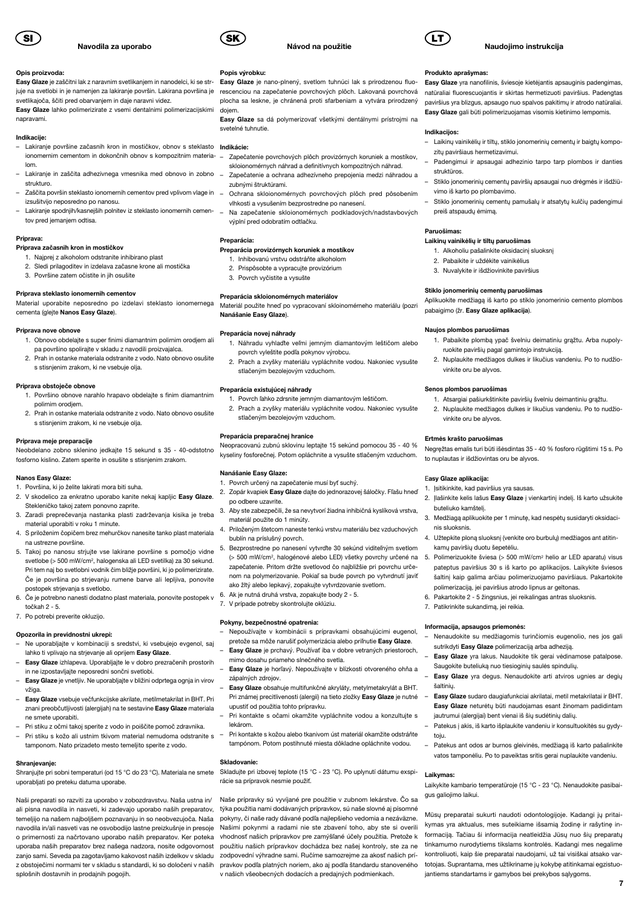# SI Navodila za uporabo

**Opis proizvoda:**
**Easy Glaze** je zaščitni lak z naravnim svetlikanjem in nanodelci, ki se strjuje na svetlobi in je namenjen za lakiranje površin. Lakirana površina je svetlikajoča, ščiti pred obarvanjem in daje naravni videz.
**Easy Glaze** lahko polimerizirate z vsemi dentalnimi polimerizacijskimi napravami.

**Indikacije:**
- Lakiranje površine začasnih kron in mostičkov, obnov s steklasto ionomernim cementom in dokončnih obnov s kompozitnim materialom.
- Lakiranje in zaščita adhezivnega vmesnika med obnovo in zobno strukturo.
- Zaščita površin steklasto ionomernih cementov pred vplivom vlage in izsušitvijo neposredno po nanosu.
- Lakiranje spodnjih/kasnejših polnitev iz steklasto ionomernih cementov pred jemanjem odtisa.

**Priprava:**

**Priprava začasnih kron in mostičkov**
1. Najprej z alkoholom odstranite inhibirano plast
2. Sledi prilagoditev in izdelava začasne krone ali mostička
3. Površine zatem očistite in jih osušite

**Priprava steklasto ionomernih cementov**
Material uporabite neposredno po izdelavi steklasto ionomernega cementa (glejte **Nanos Easy Glaze**).

**Priprava nove obnove**
1. Obnovo obdelajte s super finimi diamantnim polirnim orodjem ali pa površino spolirajte v skladu z navodili proizvajalca.
2. Prah in ostanke materiala odstranite z vodo. Nato obnovo osušite s stisnjenim zrakom, ki ne vsebuje olja.

**Priprava obstoječe obnove**
1. Površino obnove narahlo hrapavo obdelajte s finim diamantnim polirnim orodjem.
2. Prah in ostanke materiala odstranite z vodo. Nato obnovo osušite s stisnjenim zrakom, ki ne vsebuje olja.

**Priprava meje preparacije**
Neobdelano zobno sklenino jedkajte 15 sekund s 35 - 40-odstotno fosforno kislino. Zatem sperite in osušite s stisnjenim zrakom.

**Nanos Easy Glaze:**
1. Površina, ki jo želite lakirati mora biti suha.
2. V skodelico za enkratno uporabo kanite nekaj kapljic **Easy Glaze**. Stekleničko takoj zatem ponovno zaprite.
3. Zaradi preprečevanja nastanka plasti zadrževanja kisika je treba material uporabiti v roku 1 minute.
4. S priloženim čopičem brez mehurčkov nanesite tanko plast materiala na ustrezne površine.
5. Takoj po nanosu strjujte vse lakirane površine s pomočjo vidne svetlobe (> 500 mW/cm², halogenska ali LED svetilka) za 30 sekund. Pri tem naj bo svetlobni vodnik čim bliže površini, ki jo polimerizirate. Če je površina po strjevanju rumene barve ali lepljiva, ponovite postopek strjevanja s svetlobo.
6. Če je potrebno nanesti dodatno plast materiala, ponovite postopek v točkah 2 - 5.
7. Po potrebi preverite okluzijo.

**Opozorila in previdnostni ukrepi:**
- Ne uporabljajte v kombinaciji s sredstvi, ki vsebujejo evgenol, saj lahko ti vplivajo na strjevanje ali oprijem **Easy Glaze**.
- **Easy Glaze** izhlapeva. Uporabljajte le v dobro prezračenih prostorih in ne izpostavljajte neposredni sončni svetlobi.
- **Easy Glaze** je vnetljiv. Ne uporabljajte v bližini odprtega ognja in virov vžiga.
- **Easy Glaze** vsebuje večfunkcijske akrilate, metilmetakrilat in BHT. Pri znani preobčutljivosti (alergijah) na te sestavine **Easy Glaze** materiala ne smete uporabiti.
- Pri stiku z očmi takoj sperite z vodo in poiščite pomoč zdravnika.
- Pri stiku s kožo ali ustnim tkivom material nemudoma odstranite s tamponom. Nato prizadeto mesto temeljito sperite z vodo.

**Shranjevanje:**
Shranjujte pri sobni temperaturi (od 15 °C do 23 °C). Materiala ne smete uporabljati po preteku datuma uporabe.

Naši preparati so razviti za uporabo v zobozdravstvu. Naša ustna in/ali pisna navodila in nasveti, ki zadevajo uporabo naših preparatov, temeljijo na našem najboljšem poznavanju in so neobvezujoča. Naša navodila in/ali nasveti vas ne osvobodijo lastne preizkušnje in presoje o primernosti za načrtovano uporabo naših preparatov. Ker poteka uporaba naših preparatov brez našega nadzora, nosite odgovornost zanjo sami. Seveda pa zagotavljamo kakovost naših izdelkov v skladu z obstoječimi normami ter v skladu s standardi, ki so določeni v naših splošnih dostavnih in prodajnih pogojih.

# SK Návod na použitie

**Popis výrobku:**
**Easy Glaze** je nano-plnený, svetlom tuhnúci lak s prirodzenou fluorescenciou na zapečatenie povrchových plôch. Lakovaná povrchová plocha sa leskne, je chránená proti sfarbeniam a vytvára prirodzený dojem.
**Easy Glaze** sa dá polymerizovať všetkými dentálnymi prístrojmi na svetelné tuhnutie.

**Indikácie:**
- Zapečatenie povrchových plôch provizórnych koruniek a mostíkov, skloionomérnych náhrad a definitívnych kompozitných náhrad.
- Zapečatenie a ochrana adhezívneho prepojenia medzi náhradou a zubnými štruktúrami.
- Ochrana skloionomérnych povrchových plôch pred pôsobením vlhkosti a vysušením bezprostredne po nanesení.
- Na zapečatenie skloionomérnych podkladových/nadstavbových výplní pred odobratím odtlačku.

**Preparácia:**

**Preparácia provizórnych koruniek a mostíkov**
1. Inhibovanú vrstvu odstráňte alkoholom
2. Prispôsobte a vypracujte provizórium
3. Povrch vyčistite a vysušte

**Preparácia skloionomérnych materiálov**
Materiál použite hneď po vypracovaní skloionomérneho materiálu (pozri **Nanášanie Easy Glaze**).

**Preparácia novej náhrady**
1. Náhradu vyhlaďte veľmi jemným diamantovým leštičom alebo povrch vyleštite podľa pokynov výrobcu.
2. Prach a zvyšky materiálu vypláchnite vodou. Nakoniec vysušte stlačeným bezolejovým vzduchom.

**Preparácia existujúcej náhrady**
1. Povrch ľahko zdrsnite jemným diamantovým leštičom.
2. Prach a zvyšky materiálu vypláchnite vodou. Nakoniec vysušte stlačeným bezolejovým vzduchom.

**Preparácia preparačnej hranice**
Neopracovanú zubnú sklovinu leptajte 15 sekúnd pomocou 35 - 40 % kyseliny fosforečnej. Potom opláchnite a vysušte stlačeným vzduchom.

**Nanášanie Easy Glaze:**
1. Povrch určený na zapečatenie musí byť suchý.
2. Zopár kvapiek **Easy Glaze** dajte do jednorazovej šáločky. Fľašu hneď po odbere uzavrite.
3. Aby ste zabezpečili, že sa nevytvorí žiadna inhibičná kyslíková vrstva, materiál použite do 1 minúty.
4. Priloženým štetcom naneste tenkú vrstvu materiálu bez vzduchových bublín na príslušný povrch.
5. Bezprostredne po nanesení vytvrďte 30 sekúnd viditeľným svetlom (> 500 mW/cm², halogénové alebo LED) všetky povrchy určené na zapečatenie. Pritom držte svetlovod čo najbližšie pri povrchu určenom na polymerizovanie. Pokiaľ sa bude povrch po vytvrdnutí javiť ako žltý alebo lepkavý, zopakujte vytvrdzovanie svetlom.
6. Ak je nutná druhá vrstva, zopakujte body 2 - 5.
7. V prípade potreby skontrolujte oklúziu.

**Pokyny, bezpečnostné opatrenia:**
- Nepoužívajte v kombinácii s prípravkami obsahujúcimi eugenol, pretože sa môže narušiť polymerizácia alebo priľnutie **Easy Glaze**.
- **Easy Glaze** je prchavý. Používať iba v dobre vetraných priestoroch, mimo dosahu priameho slnečného svetla.
- **Easy Glaze** je horľavý. Nepoužívajte v blízkosti otvoreného ohňa a zápalných zdrojov.
- **Easy Glaze** obsahuje multifunkčné akryláty, metylmetakrylát a BHT. Pri známej precitlivenosti (alergii) na tieto zložky **Easy Glaze** je nutné upustiť od použitia tohto prípravku.
- Pri kontakte s očami okamžite vypláchnite vodou a konzultujte s lekárom.
- Pri kontakte s kožou alebo tkanivom úst materiál okamžite odstráňte tampónom. Potom postihnuté miesta dôkladne opláchnite vodou.

**Skladovanie:**
Skladujte pri izbovej teplote (15 °C - 23 °C). Po uplynutí dátumu exspirácie sa prípravok nesmie použiť.

Naše prípravky sú vyvíjané pre použitie v zubnom lekárstve. Čo sa týka použitia nami dodávaných prípravkov, sú naše slovné aj písomné pokyny, či naše rady dávané podľa najlepšieho vedomia a nezávazne. Našimi pokynmi a radami nie ste zbavení toho, aby ste si overili vhodnosť našich prípravkov pre zamýšľané účely použitia. Pretože k použitiu našich prípravkov dochádza bez našej kontroly, ste za ne zodpovední výhradne sami. Ručíme samozrejme za akosť našich prípravkov podľa platných noriem, ako aj podľa štandardu stanoveného v našich všeobecných dodacích a predajných podmienkach.

# LT Naudojimo instrukcija

**Produkto aprašymas:**
**Easy Glaze** yra nanofilinis, šviesoje kietėjantis apsauginis padengimas, natūraliai fluorescuojantis ir skirtas hermetizuoti paviršius. Padengtas paviršius yra blizgus, apsaugo nuo spalvos pakitimų ir atrodo natūraliai.
**Easy Glaze** gali būti polimerizuojamas visomis kietinimo lempomis.

**Indikacijos:**
- Laikinų vainikėlių ir tiltų, stiklo jonomerinių cementų ir baigtų kompozitų paviršiaus hermetizavimui.
- Padengimui ir apsaugai adhezinio tarpo tarp plombos ir danties struktūros.
- Stiklo jonomerinių cementų paviršių apsaugai nuo drėgmės ir išdžiūvimo iš karto po plombavimo.
- Stiklo jonomerinių cementų pamušalų ir atsatytų kulčių padengimui preiš atspaudų ėmimą.

**Paruošimas:**

**Laikinų vainikėlių ir tiltų paruošimas**
1. Alkoholiu pašalinkite oksidacinį sluoksnį
2. Pabaikite ir uždėkite vainikėlius
3. Nuvalykite ir išdžiovinkite paviršius

**Stiklo jonomerinių cementų paruošimas**
Aplikuokite medžiagą iš karto po stiklo jonomerinio cemento plombos pabaigimo (žr. **Easy Glaze aplikacija**).

**Naujos plombos paruošimas**
1. Pabaikite plombą ypač švelniu deimantiniu grąžtu. Arba nupoliruokite paviršių pagal gamintojo instrukciją.
2. Nuplaukite medžiagos dulkes ir likučius vandeniu. Po to nudžiovinkite oru be alyvos.

**Senos plombos paruošimas**
1. Atsargiai pašiurkštinkite paviršių švelniu deimantiniu grąžtu.
2. Nuplaukite medžiagos dulkes ir likučius vandeniu. Po to nudžiovinkite oru be alyvos.

**Ertmės krašto paruošimas**
Negręžtas emalis turi būti išėsdintas 35 - 40 % fosforo rūgštimi 15 s. Po to nuplautas ir išdžiovintas oru be alyvos.

**Easy Glaze aplikacija:**
1. Įsitikinkite, kad paviršius yra sausas.
2. Įlašinkite kelis lašus **Easy Glaze** į vienkartinį indelį. Iš karto užsukite buteliuko kamštelį.
3. Medžiagą aplikuokite per 1 minutę, kad nespėtų susidaryti oksidacinis sluoksnis.
4. Užtepkite ploną sluoksnį (venkite oro burbulų) medžiagos ant atitinkamų paviršių duotu šepetėliu.
5. Polimerizuokite šviesa (> 500 mW/cm² helio ar LED aparatu) visus pateptus paviršius 30 s iš karto po aplikacijos. Laikykite šviesos šaltinį kaip galima arčiau polimerizuojamo paviršiaus. Pakartokite polimerizaciją, jei paviršius atrodo lipnus ar geltonas.
6. Pakartokite 2 - 5 žingsnius, jei reikalingas antras sluoksnis.
7. Patikrinkite sukandimą, jei reikia.

**Informacija, apsaugos priemonės:**
- Nenaudokite su medžiagomis turinčiomis eugenolio, nes jos gali sutrikdyti **Easy Glaze** polimerizaciją arba adheziją.
- **Easy Glaze** yra lakus. Naudokite tik gerai vėdinamose patalpose. Saugokite buteliuką nuo tiesioginių saulės spindulių.
- **Easy Glaze** yra degus. Nenaudokite arti atviros ugnies ar degių šaltinių.
- **Easy Glaze** sudaro daugiafunkciai akrilatai, metil metakrilatai ir BHT. **Easy Glaze** neturėtų būti naudojamas esant žinomam padidintam jautrumui (alergijai) bent vienai iš šių sudėtinių dalių.
- Patekus į akis, iš karto išplaukite vandeniu ir konsultuokitės su gydytoju.
- Patekus ant odos ar burnos gleivinės, medžiagą iš karto pašalinkite vatos tamponėliu. Po to paveiktas sritis gerai nuplaukite vandeniu.

**Laikymas:**
Laikykite kambario temperatūroje (15 °C - 23 °C). Nenaudokite pasibaigus galiojimo laikui.

Mūsų preparatai sukurti naudoti odontologijoje. Kadangi jų pritaikymas yra aktualus, mes suteikiame išsamią žodinę ir rašytinę informaciją. Tačiau ši informacija neatleidžia Jūsų nuo šių preparatų tinkamumo nurodytiems tikslams kontrolės. Kadangi mes negalime kontroliuoti, kaip šie preparatai naudojami, už tai visiškai atsako vartotojas. Suprantama, mes užtikriname jų kokybę atitinkamai egzistuojantiems standartams ir gamybos bei prekybos sąlygoms.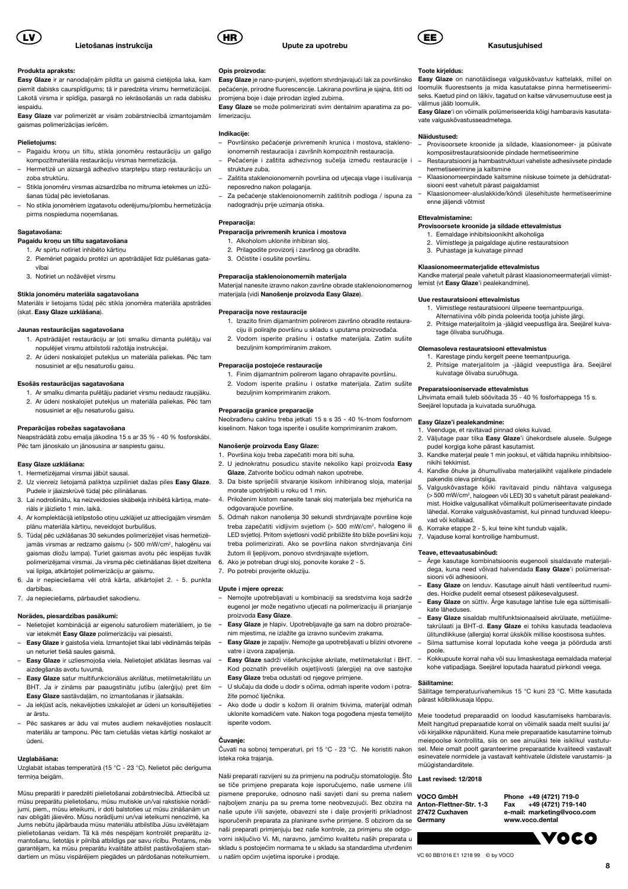# LV

## Lietošanas instrukcija

### Produkta apraksts:

**Easy Glaze** ir ar nanodaļiņām pildīta un gaismā cietējoša laka, kam piemīt dabisks caurspīdīgums; tā ir paredzēta virsmu hermetizācijai. Lakotā virsma ir spīdīga, pasargā no iekrāsošanās un rada dabisku iespaidu.

**Easy Glaze** var polimerizēt ar visām zobārstniecībā izmantojamām gaismas polimerizācijas ierīcēm.

### Pielietojums:

- Pagaidu kroņu un tiltu, stikla jonomēru restaurāciju un galīgo kompozītmateriāla restaurāciju virsmas hermetizācija.
- Hermetizē un aizsargā adhezīvo starpslāni starp restaurāciju un zoba struktūru.
- Stikla jonomēru virsmas aizsardzība no mitruma ietekmes un izžūšanas tūdaļ pēc ievietošanas.
- No stikla jonomēriem izgatavotu oderējumu/plombu hermetizācija pirms nospieduma noņemšanas.

### Sagatavošana:

#### Pagaidu kroņu un tiltu sagatavošana

1. Ar spirtu notīriet inhibēto kārtiņu
2. Piemēriet pagaidu protēzi un apstrādājiet līdz pulēšanas gatavībai
3. Notīriet un nožāvējiet virsmu

#### Stikla jonomēru materiāla sagatavošana

Materiāls ir lietojams tūdaļ pēc stikla jonomēra materiāla apstrādes (skat. **Easy Glaze uzklāšana**).

#### Jaunas restaurācijas sagatavošana

1. Apstrādājiet restaurāciju ar ļoti smalku dimanta pulētāju vai nopulējiet virsmu atbilstoši ražotāja instrukcijai.
2. Ar ūdeni noskalojiet putekļus un materiāla paliekas. Pēc tam nosusiniet ar eļļu nesaturošu gaisu.

#### Esošās restaurācijas sagatavošana

1. Ar smalku dimanta pulētāju padariet virsmu nedaudz raupjāku.
2. Ar ūdeni noskalojiet putekļus un materiāla paliekas. Pēc tam nosusiniet ar eļļu nesaturošu gaisu.

#### Preparācijas robežas sagatavošana

Neapstrādātā zobu emalja jākodina 15 s ar 35 % - 40 % fosforskābi. Pēc tam jānoskalo un jānosusina ar saspiestu gaisu.

#### Easy Glaze uzklāšana:

1. Hermetizējamai virsmai jābūt sausai.
2. Uz vienreiz lietojamā paliktņa uzpiliniet dažas piles **Easy Glaze**. Pudele ir jāaizskrūvē tūdaļ pēc pilināšanas.
3. Lai nodrošinātu, ka neizveidosies skābekļa inhibētā kārtiņa, materiāls ir jāizlieto 1 min. laikā.
4. Ar komplektācijā ietilpstošo otiņu uzklājiet uz attiecīgajām virsmām plānu materiāla kārtiņu, neveidojot burbulīšus.
5. Tūdaļ pēc uzklāšanas 30 sekundes polimerizējiet visas hermetizējamās virsmas ar redzamo gaismu (> 500 mW/cm², halogēnu vai gaismas diožu lampa). Turiet gaismas avotu pēc iespējas tuvāk polimerizējamai virsmai. Ja virsma pēc cietināšanas šķiet dzeltena vai lipīga, atkārtojiet polimerizāciju ar gaismu.
6. Ja ir nepieciešama vēl otrā kārta, atkārtojiet 2. - 5. punkta darbības.
7. Ja nepieciešams, pārbaudiet sakodienu.

### Norādes, piesardzības pasākumi:

- Nelietojiet kombinācijā ar eigenolu saturošiem materiāliem, jo tie var ietekmēt **Easy Glaze** polimerizāciju vai piesaisti.
- **Easy Glaze** ir gaistoša viela. Izmantojiet tikai labi vēdināmās telpās un neturiet tiešā saules gaismā.
- **Easy Glaze** ir uzliesmojoša viela. Nelietojiet atklātas liesmas vai aizdegšanās avotu tuvumā.
- **Easy Glaze** satur multifunkcionālus akrilātus, metilmetakrilātu un BHT. Ja ir zināms par paaugstinātu jutību (alerģiju) pret šīm **Easy Glaze** sastāvdaļām, no izmantošanas ir jāatsakās.
- Ja iekļūst acīs, nekavējoties izskalojiet ar ūdeni un konsultējieties ar ārstu.
- Pēc saskares ar ādu vai mutes audiem nekavējoties noslaucīt materiālu ar tamponu. Pēc tam cietušās vietas kārtīgi noskalot ar ūdeni.

### Uzglabāšana:

Uzglabāt istabas temperatūrā (15 °C - 23 °C). Nelietot pēc derīguma termiņa beigām.

Mūsu preparāti ir paredzēti pielietošanai zobārstniecībā. Attiecībā uz mūsu preparātu pielietošanu, mūsu mutiskie un/vai rakstiskie norādījumi, piem., mūsu ieteikumi, ir doti balstoties uz mūsu zināšanām un nav obligāti jāievēro. Mūsu norādījumi un/vai ieteikumi nenozīmē, ka Jums nebūtu jāpārbauda mūsu materiālu atbilstība Jūsu izvēlētajam pielietošanas veidam. Tā kā mēs nespējam kontrolēt preparātu izmantošanu, lietotājs ir pilnībā atbildīgs par savu rīcību. Protams, mēs garantējam, ka mūsu preparātu kvalitāte atbilst pastāvošajiem standartiem un mūsu vispārējiem piegādes un pārdošanas noteikumiem.

# HR

## Upute za upotrebu

### Opis proizvoda:

**Easy Glaze** je nano-punjeni, svjetlom stvrdnjavajući lak za površinsko pečaćenje, prirodne fluorescencije. Lakirana površina je sjajna, štiti od promjena boje i daje prirodan izgled zubima.

**Easy Glaze** se može polimerizirati svim dentalnim aparatima za polimerizaciju.

### Indikacije:

- Površinsko pečaćenje privremenih krunica i mostova, staklenoionomernih restauracija i završnih kompozitnih restauracija.
- Pečaćenje i zaštita adhezivnog sučelja između restauracije i strukture zuba.
- Zaštita staklenoionomernih površina od utjecaja vlage i isušivanja neposredno nakon polaganja.
- Za pečaćenje staklenoionomernih zaštitnih podloga / ispuna za nadogradnju prije uzimanja otiska.

### Preparacija:

#### Preparacija privremenih krunica i mostova

1. Alkoholom uklonite inhibiran sloj.
2. Prilagodite provizorij i završnog ga obradite.
3. Očistite i osušite površinu.

#### Preparacija staklenoionomernih materijala

Materijal nanesite izravno nakon završne obrade staklenoionomernog materijala (vidi **Nanošenje proizvoda Easy Glaze**).

#### Preparacija nove restauracije

1. Izrazito finim dijamantnim polirerom završno obradite restauraciju ili polirajte površinu u skladu s uputama proizvođača.
2. Vodom isperite prašinu i ostatke materijala. Zatim sušite bezuljnim komprimiranim zrakom.

#### Preparacija postojeće restauracije

1. Finim dijamantnim polirerom lagano ohrapavite površinu.
2. Vodom isperite prašinu i ostatke materijala. Zatim sušite bezuljnim komprimiranim zrakom.

#### Preparacija granice preparacije

Neobrađenu caklinu treba jetkati 15 s s 35 - 40 %-tnom fosfornom kiselinom. Nakon toga isperite i osušite komprimiranim zrakom.

#### Nanošenje proizvoda Easy Glaze:

1. Površina koju treba zapečatiti mora biti suha.
2. U jednokratnu posudicu stavite nekoliko kapi proizvoda **Easy Glaze**. Zatvorite bočicu odmah nakon upotrebe.
3. Da biste spriječili stvaranje kisikom inhibiranog sloja, materijal morate upotrijebiti u roku od 1 min.
4. Priloženim kistom nanesite tanak sloj materijala bez mjehurića na odgovarajuće površine.
5. Odmah nakon nanošenja 30 sekundi stvrdnjavajte površine koje treba zapečatiti vidljivim svjetlom (> 500 mW/cm², halogeno ili LED svjetlo). Pritom svjetlosni vodič približite što bliže površini koju treba polimerizirati. Ako se površina nakon stvrdnjavanja čini žutom ili ljepljivom, ponovo stvrdnjavajte svjetlom.
6. Ako je potreban drugi sloj, ponovite korake 2 - 5.
7. Po potrebi provjerite okluziju.

### Upute i mjere opreza:

- Nemojte upotrebljavati u kombinaciji sa sredstvima koja sadrže eugenol jer može negativno utjecati na polimerizaciju ili prianjanje proizvoda **Easy Glaze**.
- **Easy Glaze** je hlapiv. Upotrebljavajte ga sam na dobro prozračenim mjestima, ne izlažite ga izravno sunčevim zrakama.
- **Easy Glaze** je zapaljiv. Nemojte ga upotrebljavati u blizini otvorene vatre i izvora zapaljenja.
- **Easy Glaze** sadrži višefunkcijske akrilate, metilmetakrilat i BHT. Kod poznatih prevelikih osjetljivosti (alergije) na ove sastojke **Easy Glaze** treba odustati od njegove primjene.
- U slučaju da dođe u dodir s očima, odmah isperite vodom i potražite pomoć liječnika.
- Ako dođe u dodir s kožom ili oralnim tkivima, materijal odmah uklonite komadićem vate. Nakon toga pogođena mjesta temeljito isperite vodom.

### Čuvanje:

Čuvati na sobnoj temperaturi, pri 15 °C - 23 °C. Ne koristiti nakon isteka roka trajanja.

Naši preparati razvijeni su za primjenu na području stomatologije. Što se tiče primjene preparata koje isporučujemo, naše usmene i/ili pismene preporuke, odnosno naši savjeti dani su prema našem najboljem znanju pa su prema tome neobvezujući. Bez obzira na naše upute i/ili savjete, obavezni ste i dalje provjeriti prikladnost isporučenih preparata za planirane svrhe primjene. S obzirom da se naši preparati primjenjuju bez naše kontrole, za primjenu ste odgovorni isključivo Vi. Mi, naravno, jamčimo kvalitetu naših preparata u skladu s postojećim normama te u skladu sa standardima utvrđenim u našim općim uvjetima isporuke i prodaje.

# EE

## Kasutusjuhised

### Toote kirjeldus:

**Easy Glaze** on nanotäidisega valguskõvastuv kattelakk, millel on loomulik fluorestsents ja mida kasutatakse pinna hermetiseerimiseks. Kaetud pind on läikiv, tagatud on kaitse värvusemuutuse eest ja välimus jääb loomulik.

**Easy Glaze**'i on võimalik polümeriseerida kõigi hambaravis kasutatavate valguskõvastusseadmetega.

### Näidustused:

- Provisoorsete kroonide ja sildade, klaasionomeer- ja püsivate komposiitrestauratsioonide pindade hermetiseerimine
- Restauratsiooni ja hambastruktuuri vaheliste adhesiivsete pindade hermetiseerimine ja kaitsmine
- Klaasionomeerpindade kaitsmine niiskuse toimete ja dehüdratatsiooni eest vahetult pärast paigaldamist
- Klaasionomeer-aluslakkide/köndi ülesehituste hermetiseerimine enne jäljendi võtmist

### Ettevalmistamine:

#### Provisoorsete kroonide ja sildade ettevalmistus

1. Eemaldage inhibitsioonikiht alkoholiga
2. Viimistlege ja paigaldage ajutine restauratsioon
3. Puhastage ja kuivatage pinnad

#### Klaasionomeermaterjalide ettevalmistus

Kandke materjal peale vahetult pärast klaasionomeermaterjali viimistlemist (vt **Easy Glaze**'i pealekandmine).

#### Uue restauratsiooni ettevalmistus

1. Viimistlege restauratsiooni ülipeene teemantpuuriga. Alternatiivina võib pinda poleerida tootja juhiste järgi.
2. Pritsige materjalitolm ja -jäägid veepustliga ära. Seejärel kuivatage õlivaba suruõhuga.

#### Olemasoleva restauratsiooni ettevalmistus

1. Karestage pindu kergelt peene teemantpuuriga.
2. Pritsige materjalitolm ja -jäägid veepustliga ära. Seejärel kuivatage õlivaba suruõhuga.

#### Preparatsiooniservade ettevalmistus

Lihvimata emaili tuleb söövitada 35 - 40 % fosforhappega 15 s. Seejärel loputada ja kuivatada suruõhuga.

#### Easy Glaze'i pealekandmine:

1. Veenduge, et ravitavad pinnad oleks kuivad.
2. Väljutage paar tilka **Easy Glaze**'i ühekordsele alusele. Sulgege pudel korgiga kohe pärast kasutamist.
3. Kandke materjal peale 1 min jooksul, et vältida hapniku inhibitsioonikihi tekkimist.
4. Kandke õhuke ja õhumullivaba materjalikiht vajalikele pindadele pakendis oleva pintsliga.
5. Valguskõvastage kõiki ravitavaid pindu nähtava valgusega (> 500 mW/cm², halogeen või LED) 30 s vahetult pärast pealekandmist. Hoidke valgusallikat võimalikult polümeriseeritavate pindade lähedal. Korrake valguskõvastamist, kui pinnad tunduvad kleepuvad või kollakad.
6. Korrake etappe 2 - 5, kui teine kiht tundub vajalik.
7. Vajaduse korral kontrollige hambumust.

### Teave, ettevaatusabinõud:

- Ärge kasutage kombinatsioonis eugenooli sisaldavate materjalidega, kuna need võivad halvendada **Easy Glaze**'i polümerisatsiooni või adhesiooni.
- **Easy Glaze** on lenduv. Kasutage ainult hästi ventileeritud ruumides. Hoidke pudelit eemal otsesest päikesevalgusest.
- **Easy Glaze** on süttiv. Ärge kasutage lahtise tule ega süttimisallikate läheduses.
- **Easy Glaze** sisaldab multifunktsionaalseid akrülaate, metüülmetakrülaati ja BHT-d. **Easy Glaze** ei tohiks kasutada teadaoleva ülitundlikkuse (allergia) korral ükskõik millise koostisosa suhtes.
- Silma sattumise korral loputada kohe veega ja pöörduda arsti poole.
- Kokkupuute korral naha või suu limaskestaga eemaldada materjal kohe vatipadjaga. Seejärel loputada haaratud piirkondi veega.

### Säilitamine:

Säilitage temperatuurivahemikus 15 °C kuni 23 °C. Mitte kasutada pärast kõlblikkusaja lõppu.

Meie toodetud preparaadid on loodud kasutamiseks hambaravis. Meilt hangitud preparaatide korral on võimalik saada meilt suulisi ja/või kirjalikke nõuandeid. Kuna meie preparaatide kasutamine toimub meiepoolse kontrollita, siis on see ainuüksi teie isiklikul vastutusel. Meie omalt poolt garanteerime preparaatide kvaliteedi vastavalt esinevatele normidele ja vastavalt kehtivatele üldistele varustamis- ja müügistandarditele.

**Last revised: 12/2018**

**VOCO GmbH**
**Anton-Flettner-Str. 1-3**
**27472 Cuxhaven**
**Germany**

**Phone +49 (4721) 719-0**
**Fax +49 (4721) 719-140**
**e-mail: marketing@voco.com**
**www.voco.dental**

VOCO

VC 60 BB1016 E1 1218 99 © by VOCO